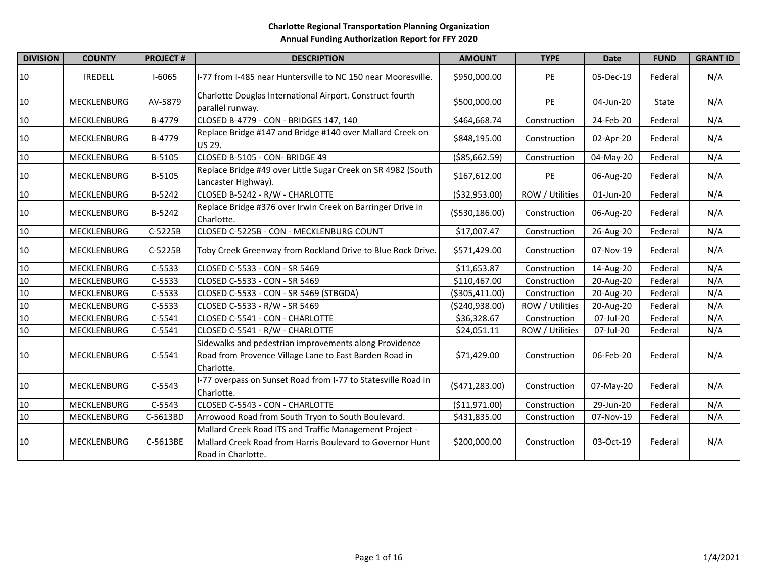**Charlotte Regional Transportation Planning Organization**
**Annual Funding Authorization Report for FFY 2020**

| DIVISION | COUNTY | PROJECT # | DESCRIPTION | AMOUNT | TYPE | Date | FUND | GRANT ID |
|---|---|---|---|---|---|---|---|---|
| 10 | IREDELL | I-6065 | I-77 from I-485 near Huntersville to NC 150 near Mooresville. | $950,000.00 | PE | 05-Dec-19 | Federal | N/A |
| 10 | MECKLENBURG | AV-5879 | Charlotte Douglas International Airport. Construct fourth parallel runway. | $500,000.00 | PE | 04-Jun-20 | State | N/A |
| 10 | MECKLENBURG | B-4779 | CLOSED B-4779 - CON - BRIDGES 147, 140 | $464,668.74 | Construction | 24-Feb-20 | Federal | N/A |
| 10 | MECKLENBURG | B-4779 | Replace Bridge #147 and Bridge #140 over Mallard Creek on US 29. | $848,195.00 | Construction | 02-Apr-20 | Federal | N/A |
| 10 | MECKLENBURG | B-5105 | CLOSED B-5105 - CON- BRIDGE 49 | ($85,662.59) | Construction | 04-May-20 | Federal | N/A |
| 10 | MECKLENBURG | B-5105 | Replace Bridge #49 over Little Sugar Creek on SR 4982 (South Lancaster Highway). | $167,612.00 | PE | 06-Aug-20 | Federal | N/A |
| 10 | MECKLENBURG | B-5242 | CLOSED B-5242 - R/W - CHARLOTTE | ($32,953.00) | ROW / Utilities | 01-Jun-20 | Federal | N/A |
| 10 | MECKLENBURG | B-5242 | Replace Bridge #376 over Irwin Creek on Barringer Drive in Charlotte. | ($530,186.00) | Construction | 06-Aug-20 | Federal | N/A |
| 10 | MECKLENBURG | C-5225B | CLOSED C-5225B - CON - MECKLENBURG COUNT | $17,007.47 | Construction | 26-Aug-20 | Federal | N/A |
| 10 | MECKLENBURG | C-5225B | Toby Creek Greenway from Rockland Drive to Blue Rock Drive. | $571,429.00 | Construction | 07-Nov-19 | Federal | N/A |
| 10 | MECKLENBURG | C-5533 | CLOSED C-5533 - CON - SR 5469 | $11,653.87 | Construction | 14-Aug-20 | Federal | N/A |
| 10 | MECKLENBURG | C-5533 | CLOSED C-5533 - CON - SR 5469 | $110,467.00 | Construction | 20-Aug-20 | Federal | N/A |
| 10 | MECKLENBURG | C-5533 | CLOSED C-5533 - CON - SR 5469 (STBGDA) | ($305,411.00) | Construction | 20-Aug-20 | Federal | N/A |
| 10 | MECKLENBURG | C-5533 | CLOSED C-5533 - R/W - SR 5469 | ($240,938.00) | ROW / Utilities | 20-Aug-20 | Federal | N/A |
| 10 | MECKLENBURG | C-5541 | CLOSED C-5541 - CON - CHARLOTTE | $36,328.67 | Construction | 07-Jul-20 | Federal | N/A |
| 10 | MECKLENBURG | C-5541 | CLOSED C-5541 - R/W - CHARLOTTE | $24,051.11 | ROW / Utilities | 07-Jul-20 | Federal | N/A |
| 10 | MECKLENBURG | C-5541 | Sidewalks and pedestrian improvements along Providence Road from Provence Village Lane to East Barden Road in Charlotte. | $71,429.00 | Construction | 06-Feb-20 | Federal | N/A |
| 10 | MECKLENBURG | C-5543 | I-77 overpass on Sunset Road from I-77 to Statesville Road in Charlotte. | ($471,283.00) | Construction | 07-May-20 | Federal | N/A |
| 10 | MECKLENBURG | C-5543 | CLOSED C-5543 - CON - CHARLOTTE | ($11,971.00) | Construction | 29-Jun-20 | Federal | N/A |
| 10 | MECKLENBURG | C-5613BD | Arrowood Road from South Tryon to South Boulevard. | $431,835.00 | Construction | 07-Nov-19 | Federal | N/A |
| 10 | MECKLENBURG | C-5613BE | Mallard Creek Road ITS and Traffic Management Project - Mallard Creek Road from Harris Boulevard to Governor Hunt Road in Charlotte. | $200,000.00 | Construction | 03-Oct-19 | Federal | N/A |

1/4/2021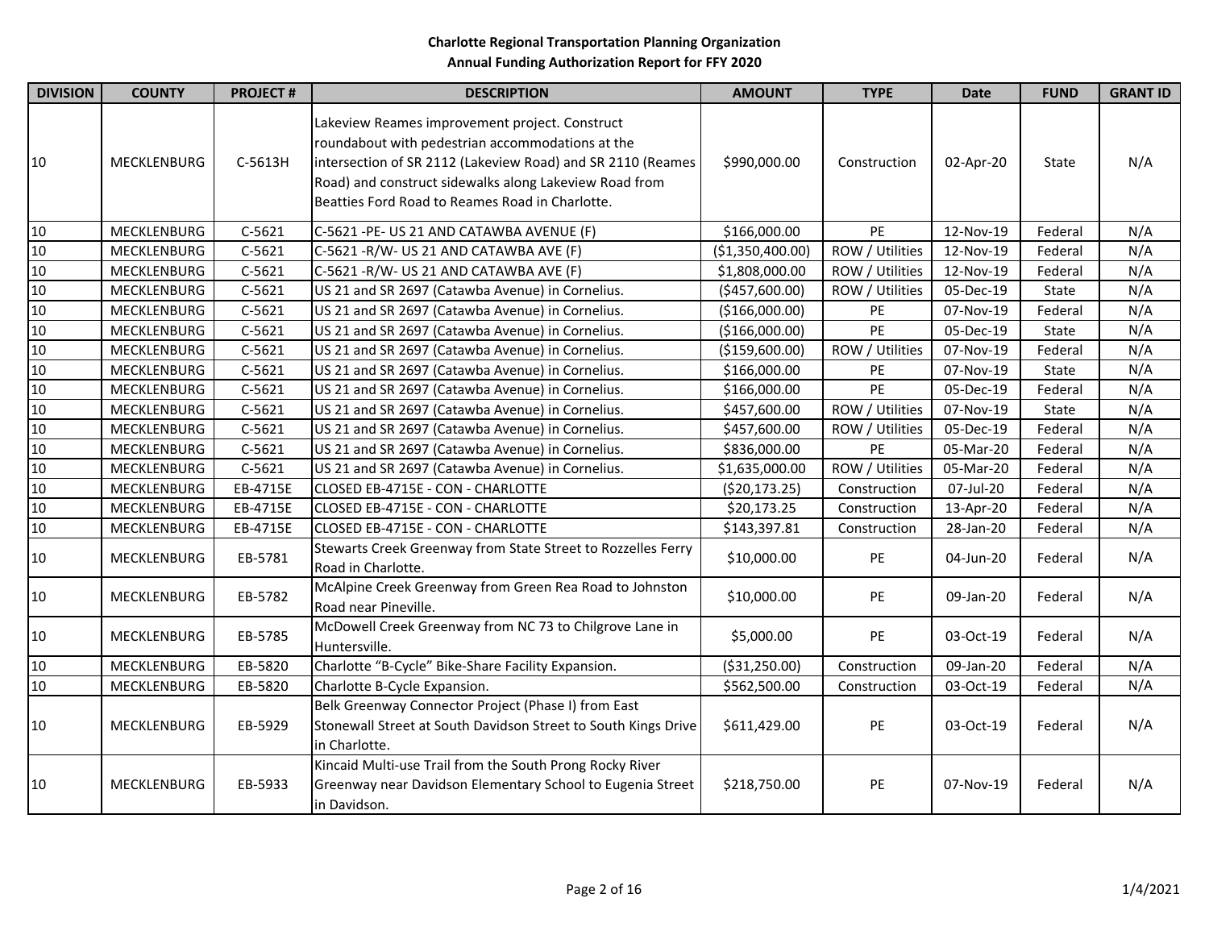**Charlotte Regional Transportation Planning Organization**
**Annual Funding Authorization Report for FFY 2020**

| DIVISION | COUNTY | PROJECT # | DESCRIPTION | AMOUNT | TYPE | Date | FUND | GRANT ID |
|---|---|---|---|---|---|---|---|---|
| 10 | MECKLENBURG | C-5613H | Lakeview Reames improvement project. Construct roundabout with pedestrian accommodations at the intersection of SR 2112 (Lakeview Road) and SR 2110 (Reames Road) and construct sidewalks along Lakeview Road from Beatties Ford Road to Reames Road in Charlotte. | $990,000.00 | Construction | 02-Apr-20 | State | N/A |
| 10 | MECKLENBURG | C-5621 | C-5621 -PE- US 21 AND CATAWBA AVENUE (F) | $166,000.00 | PE | 12-Nov-19 | Federal | N/A |
| 10 | MECKLENBURG | C-5621 | C-5621 -R/W- US 21 AND CATAWBA AVE (F) | ($1,350,400.00) | ROW / Utilities | 12-Nov-19 | Federal | N/A |
| 10 | MECKLENBURG | C-5621 | C-5621 -R/W- US 21 AND CATAWBA AVE (F) | $1,808,000.00 | ROW / Utilities | 12-Nov-19 | Federal | N/A |
| 10 | MECKLENBURG | C-5621 | US 21 and SR 2697 (Catawba Avenue) in Cornelius. | ($457,600.00) | ROW / Utilities | 05-Dec-19 | State | N/A |
| 10 | MECKLENBURG | C-5621 | US 21 and SR 2697 (Catawba Avenue) in Cornelius. | ($166,000.00) | PE | 07-Nov-19 | Federal | N/A |
| 10 | MECKLENBURG | C-5621 | US 21 and SR 2697 (Catawba Avenue) in Cornelius. | ($166,000.00) | PE | 05-Dec-19 | State | N/A |
| 10 | MECKLENBURG | C-5621 | US 21 and SR 2697 (Catawba Avenue) in Cornelius. | ($159,600.00) | ROW / Utilities | 07-Nov-19 | Federal | N/A |
| 10 | MECKLENBURG | C-5621 | US 21 and SR 2697 (Catawba Avenue) in Cornelius. | $166,000.00 | PE | 07-Nov-19 | State | N/A |
| 10 | MECKLENBURG | C-5621 | US 21 and SR 2697 (Catawba Avenue) in Cornelius. | $166,000.00 | PE | 05-Dec-19 | Federal | N/A |
| 10 | MECKLENBURG | C-5621 | US 21 and SR 2697 (Catawba Avenue) in Cornelius. | $457,600.00 | ROW / Utilities | 07-Nov-19 | State | N/A |
| 10 | MECKLENBURG | C-5621 | US 21 and SR 2697 (Catawba Avenue) in Cornelius. | $457,600.00 | ROW / Utilities | 05-Dec-19 | Federal | N/A |
| 10 | MECKLENBURG | C-5621 | US 21 and SR 2697 (Catawba Avenue) in Cornelius. | $836,000.00 | PE | 05-Mar-20 | Federal | N/A |
| 10 | MECKLENBURG | C-5621 | US 21 and SR 2697 (Catawba Avenue) in Cornelius. | $1,635,000.00 | ROW / Utilities | 05-Mar-20 | Federal | N/A |
| 10 | MECKLENBURG | EB-4715E | CLOSED EB-4715E - CON - CHARLOTTE | ($20,173.25) | Construction | 07-Jul-20 | Federal | N/A |
| 10 | MECKLENBURG | EB-4715E | CLOSED EB-4715E - CON - CHARLOTTE | $20,173.25 | Construction | 13-Apr-20 | Federal | N/A |
| 10 | MECKLENBURG | EB-4715E | CLOSED EB-4715E - CON - CHARLOTTE | $143,397.81 | Construction | 28-Jan-20 | Federal | N/A |
| 10 | MECKLENBURG | EB-5781 | Stewarts Creek Greenway from State Street to Rozzelles Ferry Road in Charlotte. | $10,000.00 | PE | 04-Jun-20 | Federal | N/A |
| 10 | MECKLENBURG | EB-5782 | McAlpine Creek Greenway from Green Rea Road to Johnston Road near Pineville. | $10,000.00 | PE | 09-Jan-20 | Federal | N/A |
| 10 | MECKLENBURG | EB-5785 | McDowell Creek Greenway from NC 73 to Chilgrove Lane in Huntersville. | $5,000.00 | PE | 03-Oct-19 | Federal | N/A |
| 10 | MECKLENBURG | EB-5820 | Charlotte “B-Cycle” Bike-Share Facility Expansion. | ($31,250.00) | Construction | 09-Jan-20 | Federal | N/A |
| 10 | MECKLENBURG | EB-5820 | Charlotte B-Cycle Expansion. | $562,500.00 | Construction | 03-Oct-19 | Federal | N/A |
| 10 | MECKLENBURG | EB-5929 | Belk Greenway Connector Project (Phase I) from East Stonewall Street at South Davidson Street to South Kings Drive in Charlotte. | $611,429.00 | PE | 03-Oct-19 | Federal | N/A |
| 10 | MECKLENBURG | EB-5933 | Kincaid Multi-use Trail from the South Prong Rocky River Greenway near Davidson Elementary School to Eugenia Street in Davidson. | $218,750.00 | PE | 07-Nov-19 | Federal | N/A |

1/4/2021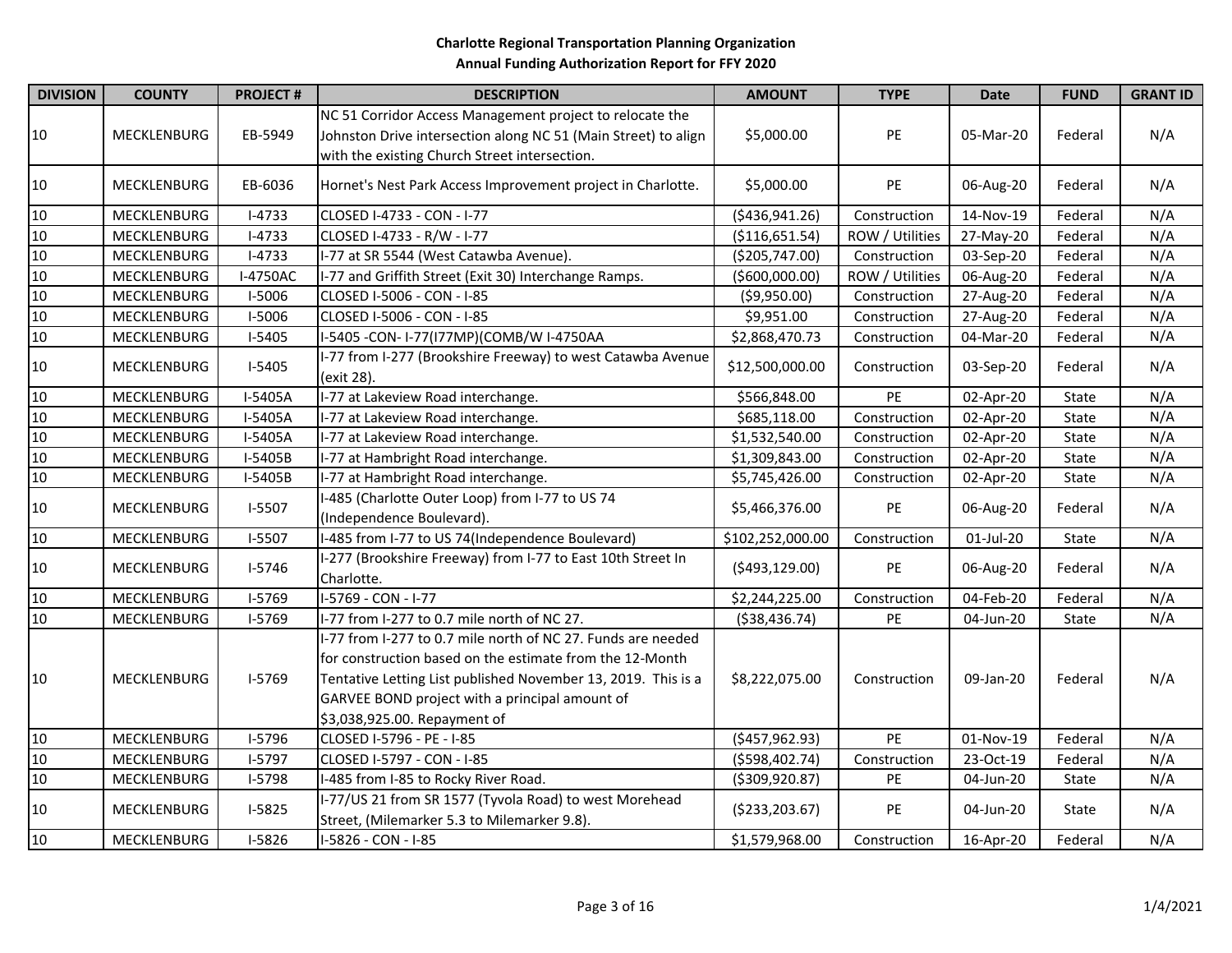**Charlotte Regional Transportation Planning Organization**
**Annual Funding Authorization Report for FFY 2020**

| DIVISION | COUNTY | PROJECT # | DESCRIPTION | AMOUNT | TYPE | Date | FUND | GRANT ID |
|---|---|---|---|---|---|---|---|---|
| 10 | MECKLENBURG | EB-5949 | NC 51 Corridor Access Management project to relocate the Johnston Drive intersection along NC 51 (Main Street) to align with the existing Church Street intersection. | $5,000.00 | PE | 05-Mar-20 | Federal | N/A |
| 10 | MECKLENBURG | EB-6036 | Hornet's Nest Park Access Improvement project in Charlotte. | $5,000.00 | PE | 06-Aug-20 | Federal | N/A |
| 10 | MECKLENBURG | I-4733 | CLOSED I-4733 - CON - I-77 | ($436,941.26) | Construction | 14-Nov-19 | Federal | N/A |
| 10 | MECKLENBURG | I-4733 | CLOSED I-4733 - R/W - I-77 | ($116,651.54) | ROW / Utilities | 27-May-20 | Federal | N/A |
| 10 | MECKLENBURG | I-4733 | I-77 at SR 5544 (West Catawba Avenue). | ($205,747.00) | Construction | 03-Sep-20 | Federal | N/A |
| 10 | MECKLENBURG | I-4750AC | I-77 and Griffith Street (Exit 30) Interchange Ramps. | ($600,000.00) | ROW / Utilities | 06-Aug-20 | Federal | N/A |
| 10 | MECKLENBURG | I-5006 | CLOSED I-5006 - CON - I-85 | ($9,950.00) | Construction | 27-Aug-20 | Federal | N/A |
| 10 | MECKLENBURG | I-5006 | CLOSED I-5006 - CON - I-85 | $9,951.00 | Construction | 27-Aug-20 | Federal | N/A |
| 10 | MECKLENBURG | I-5405 | I-5405 -CON- I-77(I77MP)(COMB/W I-4750AA | $2,868,470.73 | Construction | 04-Mar-20 | Federal | N/A |
| 10 | MECKLENBURG | I-5405 | I-77 from I-277 (Brookshire Freeway) to west Catawba Avenue (exit 28). | $12,500,000.00 | Construction | 03-Sep-20 | Federal | N/A |
| 10 | MECKLENBURG | I-5405A | I-77 at Lakeview Road interchange. | $566,848.00 | PE | 02-Apr-20 | State | N/A |
| 10 | MECKLENBURG | I-5405A | I-77 at Lakeview Road interchange. | $685,118.00 | Construction | 02-Apr-20 | State | N/A |
| 10 | MECKLENBURG | I-5405A | I-77 at Lakeview Road interchange. | $1,532,540.00 | Construction | 02-Apr-20 | State | N/A |
| 10 | MECKLENBURG | I-5405B | I-77 at Hambright Road interchange. | $1,309,843.00 | Construction | 02-Apr-20 | State | N/A |
| 10 | MECKLENBURG | I-5405B | I-77 at Hambright Road interchange. | $5,745,426.00 | Construction | 02-Apr-20 | State | N/A |
| 10 | MECKLENBURG | I-5507 | I-485 (Charlotte Outer Loop) from I-77 to US 74 (Independence Boulevard). | $5,466,376.00 | PE | 06-Aug-20 | Federal | N/A |
| 10 | MECKLENBURG | I-5507 | I-485 from I-77 to US 74(Independence Boulevard) | $102,252,000.00 | Construction | 01-Jul-20 | State | N/A |
| 10 | MECKLENBURG | I-5746 | I-277 (Brookshire Freeway) from I-77 to East 10th Street In Charlotte. | ($493,129.00) | PE | 06-Aug-20 | Federal | N/A |
| 10 | MECKLENBURG | I-5769 | I-5769 - CON - I-77 | $2,244,225.00 | Construction | 04-Feb-20 | Federal | N/A |
| 10 | MECKLENBURG | I-5769 | I-77 from I-277 to 0.7 mile north of NC 27. | ($38,436.74) | PE | 04-Jun-20 | State | N/A |
| 10 | MECKLENBURG | I-5769 | I-77 from I-277 to 0.7 mile north of NC 27. Funds are needed for construction based on the estimate from the 12-Month Tentative Letting List published November 13, 2019. This is a GARVEE BOND project with a principal amount of $3,038,925.00. Repayment of | $8,222,075.00 | Construction | 09-Jan-20 | Federal | N/A |
| 10 | MECKLENBURG | I-5796 | CLOSED I-5796 - PE - I-85 | ($457,962.93) | PE | 01-Nov-19 | Federal | N/A |
| 10 | MECKLENBURG | I-5797 | CLOSED I-5797 - CON - I-85 | ($598,402.74) | Construction | 23-Oct-19 | Federal | N/A |
| 10 | MECKLENBURG | I-5798 | I-485 from I-85 to Rocky River Road. | ($309,920.87) | PE | 04-Jun-20 | State | N/A |
| 10 | MECKLENBURG | I-5825 | I-77/US 21 from SR 1577 (Tyvola Road) to west Morehead Street, (Milemarker 5.3 to Milemarker 9.8). | ($233,203.67) | PE | 04-Jun-20 | State | N/A |
| 10 | MECKLENBURG | I-5826 | I-5826 - CON - I-85 | $1,579,968.00 | Construction | 16-Apr-20 | Federal | N/A |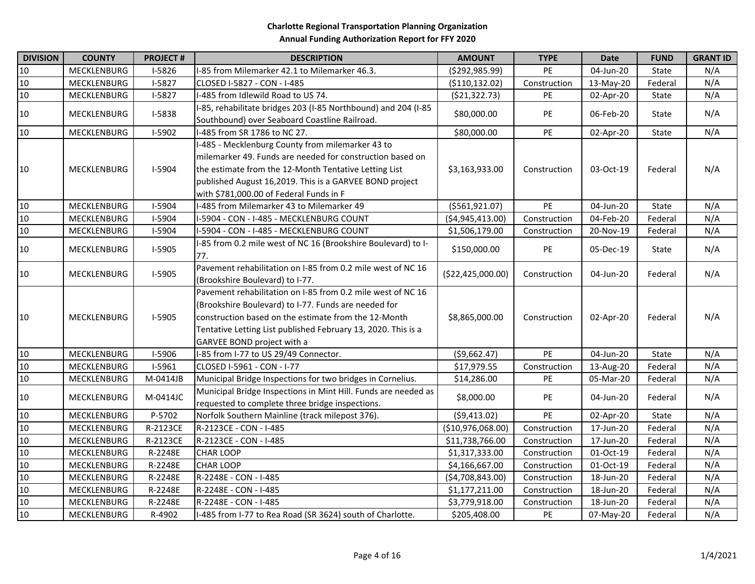**Charlotte Regional Transportation Planning Organization**

**Annual Funding Authorization Report for FFY 2020**

| DIVISION | COUNTY | PROJECT # | DESCRIPTION | AMOUNT | TYPE | Date | FUND | GRANT ID |
|---|---|---|---|---|---|---|---|---|
| 10 | MECKLENBURG | I-5826 | I-85 from Milemarker 42.1 to Milemarker 46.3. | ($292,985.99) | PE | 04-Jun-20 | State | N/A |
| 10 | MECKLENBURG | I-5827 | CLOSED I-5827 - CON - I-485 | ($110,132.02) | Construction | 13-May-20 | Federal | N/A |
| 10 | MECKLENBURG | I-5827 | I-485 from Idlewild Road to US 74. | ($21,322.73) | PE | 02-Apr-20 | State | N/A |
| 10 | MECKLENBURG | I-5838 | I-85, rehabilitate bridges 203 (I-85 Northbound) and 204 (I-85 Southbound) over Seaboard Coastline Railroad. | $80,000.00 | PE | 06-Feb-20 | State | N/A |
| 10 | MECKLENBURG | I-5902 | I-485 from SR 1786 to NC 27. | $80,000.00 | PE | 02-Apr-20 | State | N/A |
| 10 | MECKLENBURG | I-5904 | I-485 - Mecklenburg County from milemarker 43 to milemarker 49. Funds are needed for construction based on the estimate from the 12-Month Tentative Letting List published August 16,2019. This is a GARVEE BOND project with $781,000.00 of Federal Funds in F | $3,163,933.00 | Construction | 03-Oct-19 | Federal | N/A |
| 10 | MECKLENBURG | I-5904 | I-485 from Milemarker 43 to Milemarker 49 | ($561,921.07) | PE | 04-Jun-20 | State | N/A |
| 10 | MECKLENBURG | I-5904 | I-5904 - CON - I-485 - MECKLENBURG COUNT | ($4,945,413.00) | Construction | 04-Feb-20 | Federal | N/A |
| 10 | MECKLENBURG | I-5904 | I-5904 - CON - I-485 - MECKLENBURG COUNT | $1,506,179.00 | Construction | 20-Nov-19 | Federal | N/A |
| 10 | MECKLENBURG | I-5905 | I-85 from 0.2 mile west of NC 16 (Brookshire Boulevard) to I-77. | $150,000.00 | PE | 05-Dec-19 | State | N/A |
| 10 | MECKLENBURG | I-5905 | Pavement rehabilitation on I-85 from 0.2 mile west of NC 16 (Brookshire Boulevard) to I-77. | ($22,425,000.00) | Construction | 04-Jun-20 | Federal | N/A |
| 10 | MECKLENBURG | I-5905 | Pavement rehabilitation on I-85 from 0.2 mile west of NC 16 (Brookshire Boulevard) to I-77. Funds are needed for construction based on the estimate from the 12-Month Tentative Letting List published February 13, 2020. This is a GARVEE BOND project with a | $8,865,000.00 | Construction | 02-Apr-20 | Federal | N/A |
| 10 | MECKLENBURG | I-5906 | I-85 from I-77 to US 29/49 Connector. | ($9,662.47) | PE | 04-Jun-20 | State | N/A |
| 10 | MECKLENBURG | I-5961 | CLOSED I-5961 - CON - I-77 | $17,979.55 | Construction | 13-Aug-20 | Federal | N/A |
| 10 | MECKLENBURG | M-0414JB | Municipal Bridge Inspections for two bridges in Cornelius. | $14,286.00 | PE | 05-Mar-20 | Federal | N/A |
| 10 | MECKLENBURG | M-0414JC | Municipal Bridge Inspections in Mint Hill. Funds are needed as requested to complete three bridge inspections. | $8,000.00 | PE | 04-Jun-20 | Federal | N/A |
| 10 | MECKLENBURG | P-5702 | Norfolk Southern Mainline (track milepost 376). | ($9,413.02) | PE | 02-Apr-20 | State | N/A |
| 10 | MECKLENBURG | R-2123CE | R-2123CE - CON - I-485 | ($10,976,068.00) | Construction | 17-Jun-20 | Federal | N/A |
| 10 | MECKLENBURG | R-2123CE | R-2123CE - CON - I-485 | $11,738,766.00 | Construction | 17-Jun-20 | Federal | N/A |
| 10 | MECKLENBURG | R-2248E | CHAR LOOP | $1,317,333.00 | Construction | 01-Oct-19 | Federal | N/A |
| 10 | MECKLENBURG | R-2248E | CHAR LOOP | $4,166,667.00 | Construction | 01-Oct-19 | Federal | N/A |
| 10 | MECKLENBURG | R-2248E | R-2248E - CON - I-485 | ($4,708,843.00) | Construction | 18-Jun-20 | Federal | N/A |
| 10 | MECKLENBURG | R-2248E | R-2248E - CON - I-485 | $1,177,211.00 | Construction | 18-Jun-20 | Federal | N/A |
| 10 | MECKLENBURG | R-2248E | R-2248E - CON - I-485 | $3,779,918.00 | Construction | 18-Jun-20 | Federal | N/A |
| 10 | MECKLENBURG | R-4902 | I-485 from I-77 to Rea Road (SR 3624) south of Charlotte. | $205,408.00 | PE | 07-May-20 | Federal | N/A |

1/4/2021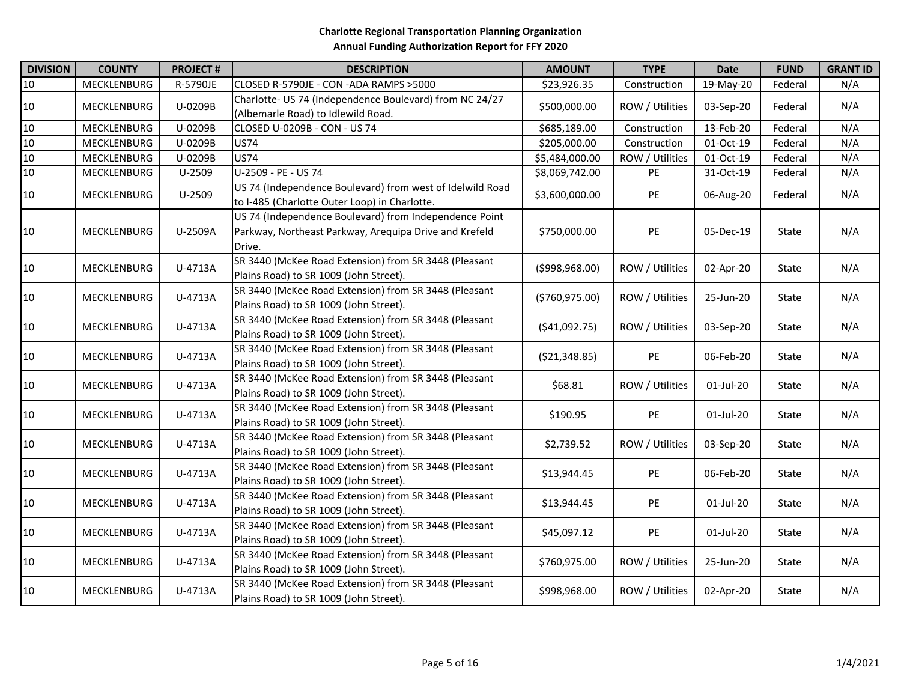**Charlotte Regional Transportation Planning Organization**
**Annual Funding Authorization Report for FFY 2020**

| DIVISION | COUNTY | PROJECT # | DESCRIPTION | AMOUNT | TYPE | Date | FUND | GRANT ID |
|---|---|---|---|---|---|---|---|---|
| 10 | MECKLENBURG | R-5790JE | CLOSED R-5790JE - CON -ADA RAMPS >5000 | $23,926.35 | Construction | 19-May-20 | Federal | N/A |
| 10 | MECKLENBURG | U-0209B | Charlotte- US 74 (Independence Boulevard) from NC 24/27 (Albemarle Road) to Idlewild Road. | $500,000.00 | ROW / Utilities | 03-Sep-20 | Federal | N/A |
| 10 | MECKLENBURG | U-0209B | CLOSED U-0209B - CON - US 74 | $685,189.00 | Construction | 13-Feb-20 | Federal | N/A |
| 10 | MECKLENBURG | U-0209B | US74 | $205,000.00 | Construction | 01-Oct-19 | Federal | N/A |
| 10 | MECKLENBURG | U-0209B | US74 | $5,484,000.00 | ROW / Utilities | 01-Oct-19 | Federal | N/A |
| 10 | MECKLENBURG | U-2509 | U-2509 - PE - US 74 | $8,069,742.00 | PE | 31-Oct-19 | Federal | N/A |
| 10 | MECKLENBURG | U-2509 | US 74 (Independence Boulevard) from west of Idelwild Road to I-485 (Charlotte Outer Loop) in Charlotte. | $3,600,000.00 | PE | 06-Aug-20 | Federal | N/A |
| 10 | MECKLENBURG | U-2509A | US 74 (Independence Boulevard) from Independence Point Parkway, Northeast Parkway, Arequipa Drive and Krefeld Drive. | $750,000.00 | PE | 05-Dec-19 | State | N/A |
| 10 | MECKLENBURG | U-4713A | SR 3440 (McKee Road Extension) from SR 3448 (Pleasant Plains Road) to SR 1009 (John Street). | ($998,968.00) | ROW / Utilities | 02-Apr-20 | State | N/A |
| 10 | MECKLENBURG | U-4713A | SR 3440 (McKee Road Extension) from SR 3448 (Pleasant Plains Road) to SR 1009 (John Street). | ($760,975.00) | ROW / Utilities | 25-Jun-20 | State | N/A |
| 10 | MECKLENBURG | U-4713A | SR 3440 (McKee Road Extension) from SR 3448 (Pleasant Plains Road) to SR 1009 (John Street). | ($41,092.75) | ROW / Utilities | 03-Sep-20 | State | N/A |
| 10 | MECKLENBURG | U-4713A | SR 3440 (McKee Road Extension) from SR 3448 (Pleasant Plains Road) to SR 1009 (John Street). | ($21,348.85) | PE | 06-Feb-20 | State | N/A |
| 10 | MECKLENBURG | U-4713A | SR 3440 (McKee Road Extension) from SR 3448 (Pleasant Plains Road) to SR 1009 (John Street). | $68.81 | ROW / Utilities | 01-Jul-20 | State | N/A |
| 10 | MECKLENBURG | U-4713A | SR 3440 (McKee Road Extension) from SR 3448 (Pleasant Plains Road) to SR 1009 (John Street). | $190.95 | PE | 01-Jul-20 | State | N/A |
| 10 | MECKLENBURG | U-4713A | SR 3440 (McKee Road Extension) from SR 3448 (Pleasant Plains Road) to SR 1009 (John Street). | $2,739.52 | ROW / Utilities | 03-Sep-20 | State | N/A |
| 10 | MECKLENBURG | U-4713A | SR 3440 (McKee Road Extension) from SR 3448 (Pleasant Plains Road) to SR 1009 (John Street). | $13,944.45 | PE | 06-Feb-20 | State | N/A |
| 10 | MECKLENBURG | U-4713A | SR 3440 (McKee Road Extension) from SR 3448 (Pleasant Plains Road) to SR 1009 (John Street). | $13,944.45 | PE | 01-Jul-20 | State | N/A |
| 10 | MECKLENBURG | U-4713A | SR 3440 (McKee Road Extension) from SR 3448 (Pleasant Plains Road) to SR 1009 (John Street). | $45,097.12 | PE | 01-Jul-20 | State | N/A |
| 10 | MECKLENBURG | U-4713A | SR 3440 (McKee Road Extension) from SR 3448 (Pleasant Plains Road) to SR 1009 (John Street). | $760,975.00 | ROW / Utilities | 25-Jun-20 | State | N/A |
| 10 | MECKLENBURG | U-4713A | SR 3440 (McKee Road Extension) from SR 3448 (Pleasant Plains Road) to SR 1009 (John Street). | $998,968.00 | ROW / Utilities | 02-Apr-20 | State | N/A |

1/4/2021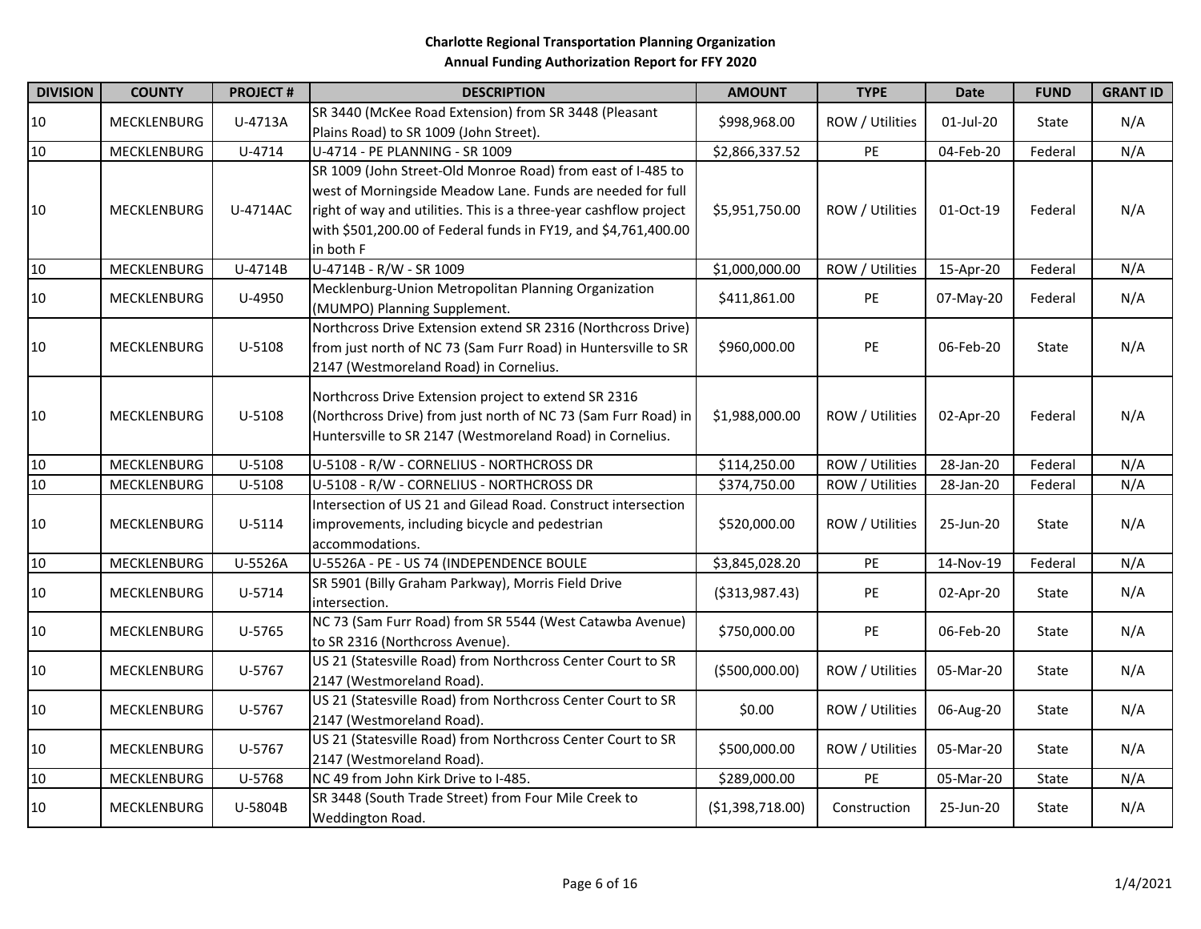**Charlotte Regional Transportation Planning Organization**
**Annual Funding Authorization Report for FFY 2020**

| DIVISION | COUNTY | PROJECT # | DESCRIPTION | AMOUNT | TYPE | Date | FUND | GRANT ID |
|---|---|---|---|---|---|---|---|---|
| 10 | MECKLENBURG | U-4713A | SR 3440 (McKee Road Extension) from SR 3448 (Pleasant Plains Road) to SR 1009 (John Street). | $998,968.00 | ROW / Utilities | 01-Jul-20 | State | N/A |
| 10 | MECKLENBURG | U-4714 | U-4714 - PE PLANNING - SR 1009 | $2,866,337.52 | PE | 04-Feb-20 | Federal | N/A |
| 10 | MECKLENBURG | U-4714AC | SR 1009 (John Street-Old Monroe Road) from east of I-485 to west of Morningside Meadow Lane. Funds are needed for full right of way and utilities. This is a three-year cashflow project with $501,200.00 of Federal funds in FY19, and $4,761,400.00 in both F | $5,951,750.00 | ROW / Utilities | 01-Oct-19 | Federal | N/A |
| 10 | MECKLENBURG | U-4714B | U-4714B - R/W - SR 1009 | $1,000,000.00 | ROW / Utilities | 15-Apr-20 | Federal | N/A |
| 10 | MECKLENBURG | U-4950 | Mecklenburg-Union Metropolitan Planning Organization (MUMPO) Planning Supplement. | $411,861.00 | PE | 07-May-20 | Federal | N/A |
| 10 | MECKLENBURG | U-5108 | Northcross Drive Extension extend SR 2316 (Northcross Drive) from just north of NC 73 (Sam Furr Road) in Huntersville to SR 2147 (Westmoreland Road) in Cornelius. | $960,000.00 | PE | 06-Feb-20 | State | N/A |
| 10 | MECKLENBURG | U-5108 | Northcross Drive Extension project to extend SR 2316 (Northcross Drive) from just north of NC 73 (Sam Furr Road) in Huntersville to SR 2147 (Westmoreland Road) in Cornelius. | $1,988,000.00 | ROW / Utilities | 02-Apr-20 | Federal | N/A |
| 10 | MECKLENBURG | U-5108 | U-5108 - R/W - CORNELIUS - NORTHCROSS DR | $114,250.00 | ROW / Utilities | 28-Jan-20 | Federal | N/A |
| 10 | MECKLENBURG | U-5108 | U-5108 - R/W - CORNELIUS - NORTHCROSS DR | $374,750.00 | ROW / Utilities | 28-Jan-20 | Federal | N/A |
| 10 | MECKLENBURG | U-5114 | Intersection of US 21 and Gilead Road. Construct intersection improvements, including bicycle and pedestrian accommodations. | $520,000.00 | ROW / Utilities | 25-Jun-20 | State | N/A |
| 10 | MECKLENBURG | U-5526A | U-5526A - PE - US 74 (INDEPENDENCE BOULE | $3,845,028.20 | PE | 14-Nov-19 | Federal | N/A |
| 10 | MECKLENBURG | U-5714 | SR 5901 (Billy Graham Parkway), Morris Field Drive intersection. | ($313,987.43) | PE | 02-Apr-20 | State | N/A |
| 10 | MECKLENBURG | U-5765 | NC 73 (Sam Furr Road) from SR 5544 (West Catawba Avenue) to SR 2316 (Northcross Avenue). | $750,000.00 | PE | 06-Feb-20 | State | N/A |
| 10 | MECKLENBURG | U-5767 | US 21 (Statesville Road) from Northcross Center Court to SR 2147 (Westmoreland Road). | ($500,000.00) | ROW / Utilities | 05-Mar-20 | State | N/A |
| 10 | MECKLENBURG | U-5767 | US 21 (Statesville Road) from Northcross Center Court to SR 2147 (Westmoreland Road). | $0.00 | ROW / Utilities | 06-Aug-20 | State | N/A |
| 10 | MECKLENBURG | U-5767 | US 21 (Statesville Road) from Northcross Center Court to SR 2147 (Westmoreland Road). | $500,000.00 | ROW / Utilities | 05-Mar-20 | State | N/A |
| 10 | MECKLENBURG | U-5768 | NC 49 from John Kirk Drive to I-485. | $289,000.00 | PE | 05-Mar-20 | State | N/A |
| 10 | MECKLENBURG | U-5804B | SR 3448 (South Trade Street) from Four Mile Creek to Weddington Road. | ($1,398,718.00) | Construction | 25-Jun-20 | State | N/A |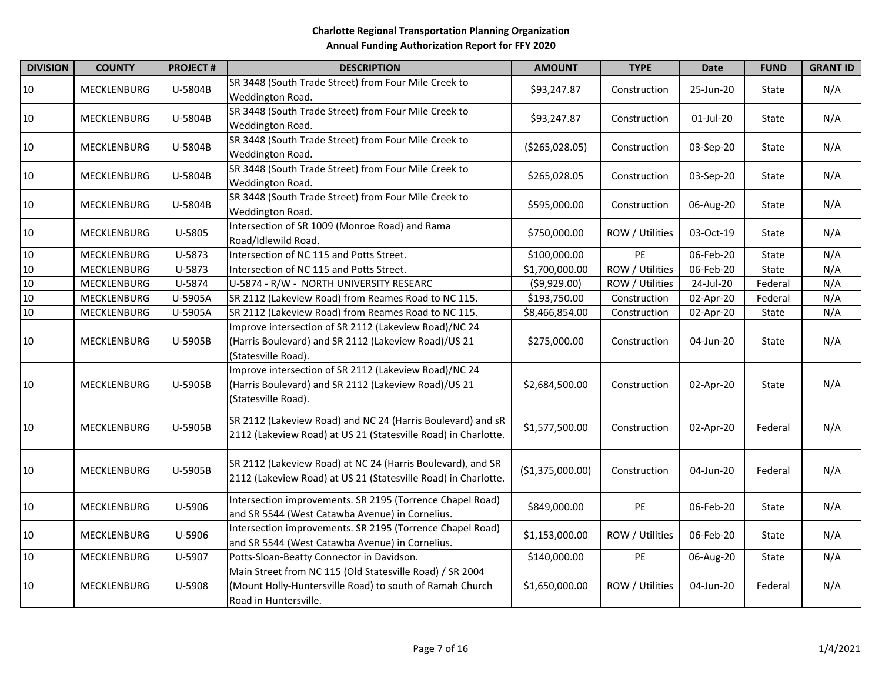**Charlotte Regional Transportation Planning Organization**
**Annual Funding Authorization Report for FFY 2020**

| DIVISION | COUNTY | PROJECT # | DESCRIPTION | AMOUNT | TYPE | Date | FUND | GRANT ID |
|---|---|---|---|---|---|---|---|---|
| 10 | MECKLENBURG | U-5804B | SR 3448 (South Trade Street) from Four Mile Creek to Weddington Road. | $93,247.87 | Construction | 25-Jun-20 | State | N/A |
| 10 | MECKLENBURG | U-5804B | SR 3448 (South Trade Street) from Four Mile Creek to Weddington Road. | $93,247.87 | Construction | 01-Jul-20 | State | N/A |
| 10 | MECKLENBURG | U-5804B | SR 3448 (South Trade Street) from Four Mile Creek to Weddington Road. | ($265,028.05) | Construction | 03-Sep-20 | State | N/A |
| 10 | MECKLENBURG | U-5804B | SR 3448 (South Trade Street) from Four Mile Creek to Weddington Road. | $265,028.05 | Construction | 03-Sep-20 | State | N/A |
| 10 | MECKLENBURG | U-5804B | SR 3448 (South Trade Street) from Four Mile Creek to Weddington Road. | $595,000.00 | Construction | 06-Aug-20 | State | N/A |
| 10 | MECKLENBURG | U-5805 | Intersection of SR 1009 (Monroe Road) and Rama Road/Idlewild Road. | $750,000.00 | ROW / Utilities | 03-Oct-19 | State | N/A |
| 10 | MECKLENBURG | U-5873 | Intersection of NC 115 and Potts Street. | $100,000.00 | PE | 06-Feb-20 | State | N/A |
| 10 | MECKLENBURG | U-5873 | Intersection of NC 115 and Potts Street. | $1,700,000.00 | ROW / Utilities | 06-Feb-20 | State | N/A |
| 10 | MECKLENBURG | U-5874 | U-5874 - R/W - NORTH UNIVERSITY RESEARC | ($9,929.00) | ROW / Utilities | 24-Jul-20 | Federal | N/A |
| 10 | MECKLENBURG | U-5905A | SR 2112 (Lakeview Road) from Reames Road to NC 115. | $193,750.00 | Construction | 02-Apr-20 | Federal | N/A |
| 10 | MECKLENBURG | U-5905A | SR 2112 (Lakeview Road) from Reames Road to NC 115. | $8,466,854.00 | Construction | 02-Apr-20 | State | N/A |
| 10 | MECKLENBURG | U-5905B | Improve intersection of SR 2112 (Lakeview Road)/NC 24 (Harris Boulevard) and SR 2112 (Lakeview Road)/US 21 (Statesville Road). | $275,000.00 | Construction | 04-Jun-20 | State | N/A |
| 10 | MECKLENBURG | U-5905B | Improve intersection of SR 2112 (Lakeview Road)/NC 24 (Harris Boulevard) and SR 2112 (Lakeview Road)/US 21 (Statesville Road). | $2,684,500.00 | Construction | 02-Apr-20 | State | N/A |
| 10 | MECKLENBURG | U-5905B | SR 2112 (Lakeview Road) and NC 24 (Harris Boulevard) and sR 2112 (Lakeview Road) at US 21 (Statesville Road) in Charlotte. | $1,577,500.00 | Construction | 02-Apr-20 | Federal | N/A |
| 10 | MECKLENBURG | U-5905B | SR 2112 (Lakeview Road) at NC 24 (Harris Boulevard), and SR 2112 (Lakeview Road) at US 21 (Statesville Road) in Charlotte. | ($1,375,000.00) | Construction | 04-Jun-20 | Federal | N/A |
| 10 | MECKLENBURG | U-5906 | Intersection improvements. SR 2195 (Torrence Chapel Road) and SR 5544 (West Catawba Avenue) in Cornelius. | $849,000.00 | PE | 06-Feb-20 | State | N/A |
| 10 | MECKLENBURG | U-5906 | Intersection improvements. SR 2195 (Torrence Chapel Road) and SR 5544 (West Catawba Avenue) in Cornelius. | $1,153,000.00 | ROW / Utilities | 06-Feb-20 | State | N/A |
| 10 | MECKLENBURG | U-5907 | Potts-Sloan-Beatty Connector in Davidson. | $140,000.00 | PE | 06-Aug-20 | State | N/A |
| 10 | MECKLENBURG | U-5908 | Main Street from NC 115 (Old Statesville Road) / SR 2004 (Mount Holly-Huntersville Road) to south of Ramah Church Road in Huntersville. | $1,650,000.00 | ROW / Utilities | 04-Jun-20 | Federal | N/A |

1/4/2021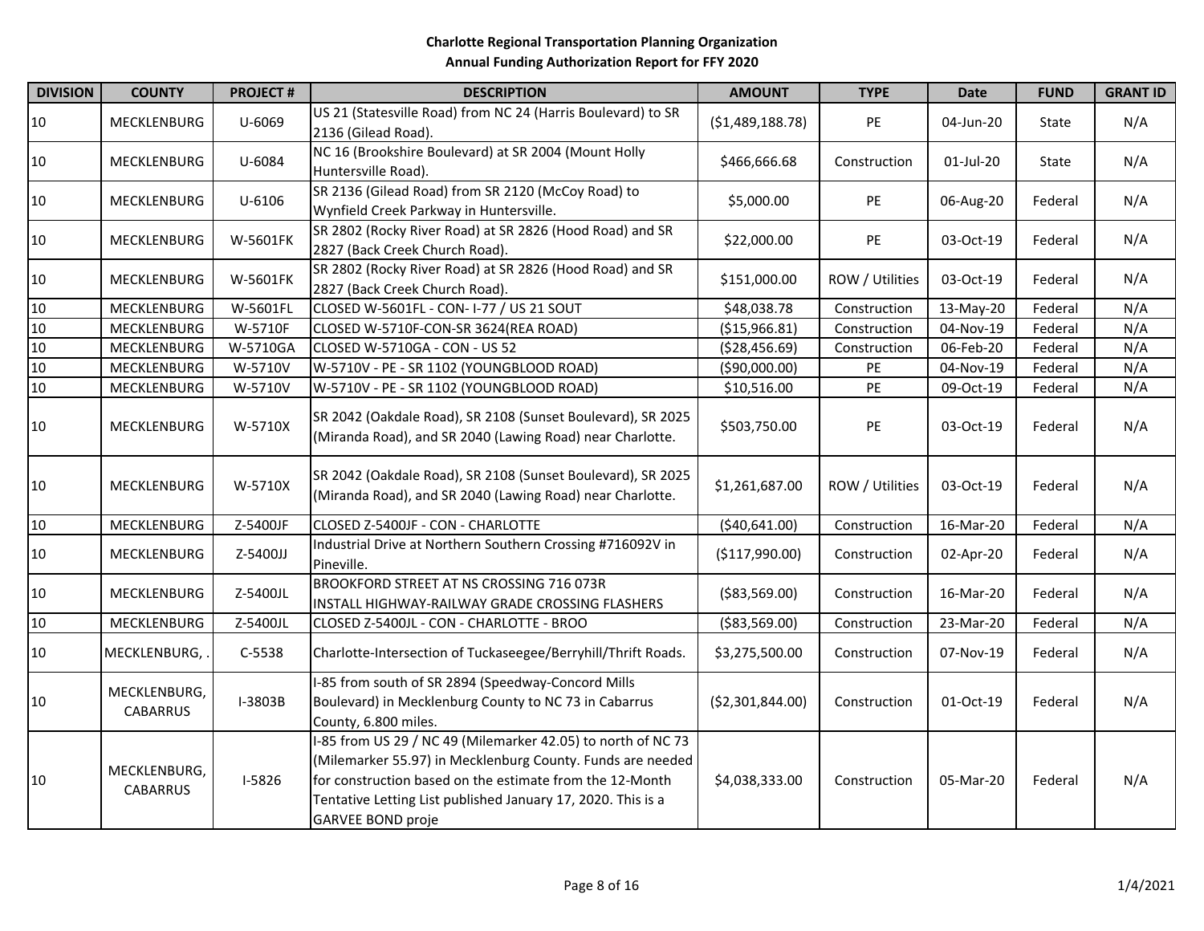**Charlotte Regional Transportation Planning Organization**
**Annual Funding Authorization Report for FFY 2020**

| DIVISION | COUNTY | PROJECT # | DESCRIPTION | AMOUNT | TYPE | Date | FUND | GRANT ID |
|---|---|---|---|---|---|---|---|---|
| 10 | MECKLENBURG | U-6069 | US 21 (Statesville Road) from NC 24 (Harris Boulevard) to SR 2136 (Gilead Road). | ($1,489,188.78) | PE | 04-Jun-20 | State | N/A |
| 10 | MECKLENBURG | U-6084 | NC 16 (Brookshire Boulevard) at SR 2004 (Mount Holly Huntersville Road). | $466,666.68 | Construction | 01-Jul-20 | State | N/A |
| 10 | MECKLENBURG | U-6106 | SR 2136 (Gilead Road) from SR 2120 (McCoy Road) to Wynfield Creek Parkway in Huntersville. | $5,000.00 | PE | 06-Aug-20 | Federal | N/A |
| 10 | MECKLENBURG | W-5601FK | SR 2802 (Rocky River Road) at SR 2826 (Hood Road) and SR 2827 (Back Creek Church Road). | $22,000.00 | PE | 03-Oct-19 | Federal | N/A |
| 10 | MECKLENBURG | W-5601FK | SR 2802 (Rocky River Road) at SR 2826 (Hood Road) and SR 2827 (Back Creek Church Road). | $151,000.00 | ROW / Utilities | 03-Oct-19 | Federal | N/A |
| 10 | MECKLENBURG | W-5601FL | CLOSED W-5601FL - CON- I-77 / US 21 SOUT | $48,038.78 | Construction | 13-May-20 | Federal | N/A |
| 10 | MECKLENBURG | W-5710F | CLOSED W-5710F-CON-SR 3624(REA ROAD) | ($15,966.81) | Construction | 04-Nov-19 | Federal | N/A |
| 10 | MECKLENBURG | W-5710GA | CLOSED W-5710GA - CON - US 52 | ($28,456.69) | Construction | 06-Feb-20 | Federal | N/A |
| 10 | MECKLENBURG | W-5710V | W-5710V - PE - SR 1102 (YOUNGBLOOD ROAD) | ($90,000.00) | PE | 04-Nov-19 | Federal | N/A |
| 10 | MECKLENBURG | W-5710V | W-5710V - PE - SR 1102 (YOUNGBLOOD ROAD) | $10,516.00 | PE | 09-Oct-19 | Federal | N/A |
| 10 | MECKLENBURG | W-5710X | SR 2042 (Oakdale Road), SR 2108 (Sunset Boulevard), SR 2025 (Miranda Road), and SR 2040 (Lawing Road) near Charlotte. | $503,750.00 | PE | 03-Oct-19 | Federal | N/A |
| 10 | MECKLENBURG | W-5710X | SR 2042 (Oakdale Road), SR 2108 (Sunset Boulevard), SR 2025 (Miranda Road), and SR 2040 (Lawing Road) near Charlotte. | $1,261,687.00 | ROW / Utilities | 03-Oct-19 | Federal | N/A |
| 10 | MECKLENBURG | Z-5400JF | CLOSED Z-5400JF - CON - CHARLOTTE | ($40,641.00) | Construction | 16-Mar-20 | Federal | N/A |
| 10 | MECKLENBURG | Z-5400JJ | Industrial Drive at Northern Southern Crossing #716092V in Pineville. | ($117,990.00) | Construction | 02-Apr-20 | Federal | N/A |
| 10 | MECKLENBURG | Z-5400JL | BROOKFORD STREET AT NS CROSSING 716 073R INSTALL HIGHWAY-RAILWAY GRADE CROSSING FLASHERS | ($83,569.00) | Construction | 16-Mar-20 | Federal | N/A |
| 10 | MECKLENBURG | Z-5400JL | CLOSED Z-5400JL - CON - CHARLOTTE - BROO | ($83,569.00) | Construction | 23-Mar-20 | Federal | N/A |
| 10 | MECKLENBURG, . | C-5538 | Charlotte-Intersection of Tuckaseegee/Berryhill/Thrift Roads. | $3,275,500.00 | Construction | 07-Nov-19 | Federal | N/A |
| 10 | MECKLENBURG, CABARRUS | I-3803B | I-85 from south of SR 2894 (Speedway-Concord Mills Boulevard) in Mecklenburg County to NC 73 in Cabarrus County, 6.800 miles. | ($2,301,844.00) | Construction | 01-Oct-19 | Federal | N/A |
| 10 | MECKLENBURG, CABARRUS | I-5826 | I-85 from US 29 / NC 49 (Milemarker 42.05) to north of NC 73 (Milemarker 55.97) in Mecklenburg County. Funds are needed for construction based on the estimate from the 12-Month Tentative Letting List published January 17, 2020. This is a GARVEE BOND proje | $4,038,333.00 | Construction | 05-Mar-20 | Federal | N/A |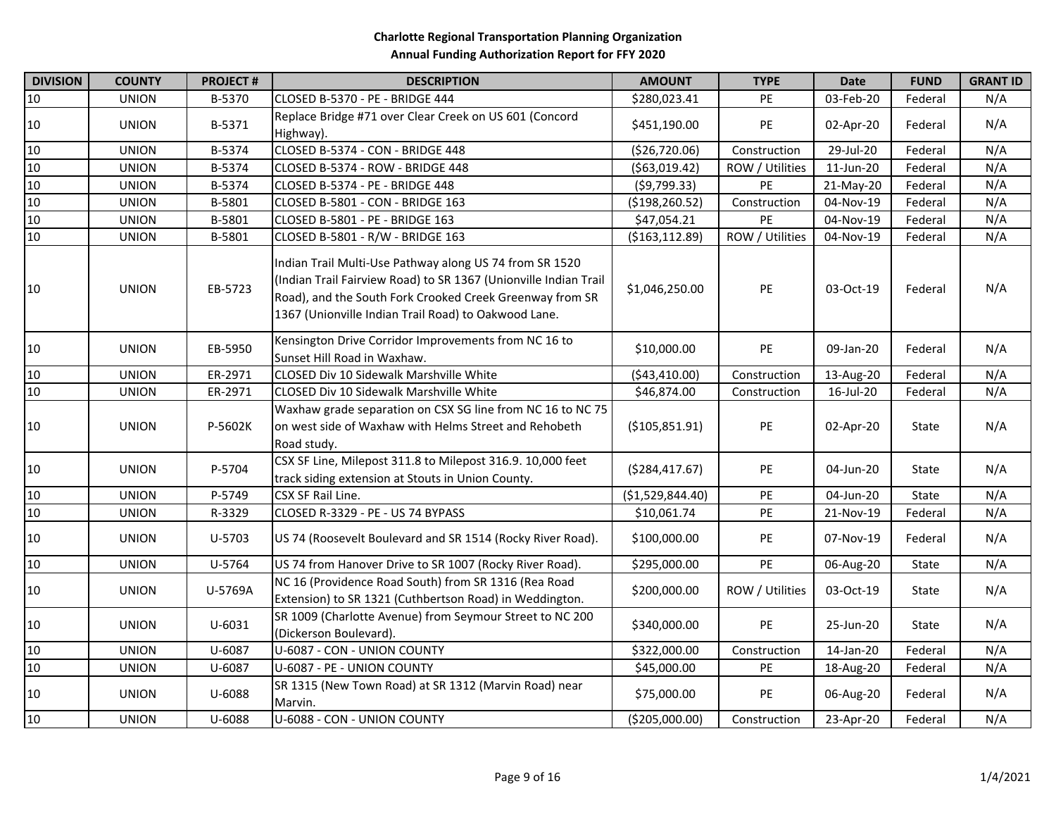**Charlotte Regional Transportation Planning Organization**
**Annual Funding Authorization Report for FFY 2020**

| DIVISION | COUNTY | PROJECT # | DESCRIPTION | AMOUNT | TYPE | Date | FUND | GRANT ID |
|---|---|---|---|---|---|---|---|---|
| 10 | UNION | B-5370 | CLOSED B-5370 - PE - BRIDGE 444 | $280,023.41 | PE | 03-Feb-20 | Federal | N/A |
| 10 | UNION | B-5371 | Replace Bridge #71 over Clear Creek on US 601 (Concord Highway). | $451,190.00 | PE | 02-Apr-20 | Federal | N/A |
| 10 | UNION | B-5374 | CLOSED B-5374 - CON - BRIDGE 448 | ($26,720.06) | Construction | 29-Jul-20 | Federal | N/A |
| 10 | UNION | B-5374 | CLOSED B-5374 - ROW - BRIDGE 448 | ($63,019.42) | ROW / Utilities | 11-Jun-20 | Federal | N/A |
| 10 | UNION | B-5374 | CLOSED B-5374 - PE - BRIDGE 448 | ($9,799.33) | PE | 21-May-20 | Federal | N/A |
| 10 | UNION | B-5801 | CLOSED B-5801 - CON - BRIDGE 163 | ($198,260.52) | Construction | 04-Nov-19 | Federal | N/A |
| 10 | UNION | B-5801 | CLOSED B-5801 - PE - BRIDGE 163 | $47,054.21 | PE | 04-Nov-19 | Federal | N/A |
| 10 | UNION | B-5801 | CLOSED B-5801 - R/W - BRIDGE 163 | ($163,112.89) | ROW / Utilities | 04-Nov-19 | Federal | N/A |
| 10 | UNION | EB-5723 | Indian Trail Multi-Use Pathway along US 74 from SR 1520 (Indian Trail Fairview Road) to SR 1367 (Unionville Indian Trail Road), and the South Fork Crooked Creek Greenway from SR 1367 (Unionville Indian Trail Road) to Oakwood Lane. | $1,046,250.00 | PE | 03-Oct-19 | Federal | N/A |
| 10 | UNION | EB-5950 | Kensington Drive Corridor Improvements from NC 16 to Sunset Hill Road in Waxhaw. | $10,000.00 | PE | 09-Jan-20 | Federal | N/A |
| 10 | UNION | ER-2971 | CLOSED Div 10 Sidewalk Marshville White | ($43,410.00) | Construction | 13-Aug-20 | Federal | N/A |
| 10 | UNION | ER-2971 | CLOSED Div 10 Sidewalk Marshville White | $46,874.00 | Construction | 16-Jul-20 | Federal | N/A |
| 10 | UNION | P-5602K | Waxhaw grade separation on CSX SG line from NC 16 to NC 75 on west side of Waxhaw with Helms Street and Rehobeth Road study. | ($105,851.91) | PE | 02-Apr-20 | State | N/A |
| 10 | UNION | P-5704 | CSX SF Line, Milepost 311.8 to Milepost 316.9. 10,000 feet track siding extension at Stouts in Union County. | ($284,417.67) | PE | 04-Jun-20 | State | N/A |
| 10 | UNION | P-5749 | CSX SF Rail Line. | ($1,529,844.40) | PE | 04-Jun-20 | State | N/A |
| 10 | UNION | R-3329 | CLOSED R-3329 - PE - US 74 BYPASS | $10,061.74 | PE | 21-Nov-19 | Federal | N/A |
| 10 | UNION | U-5703 | US 74 (Roosevelt Boulevard and SR 1514 (Rocky River Road). | $100,000.00 | PE | 07-Nov-19 | Federal | N/A |
| 10 | UNION | U-5764 | US 74 from Hanover Drive to SR 1007 (Rocky River Road). | $295,000.00 | PE | 06-Aug-20 | State | N/A |
| 10 | UNION | U-5769A | NC 16 (Providence Road South) from SR 1316 (Rea Road Extension) to SR 1321 (Cuthbertson Road) in Weddington. | $200,000.00 | ROW / Utilities | 03-Oct-19 | State | N/A |
| 10 | UNION | U-6031 | SR 1009 (Charlotte Avenue) from Seymour Street to NC 200 (Dickerson Boulevard). | $340,000.00 | PE | 25-Jun-20 | State | N/A |
| 10 | UNION | U-6087 | U-6087 - CON - UNION COUNTY | $322,000.00 | Construction | 14-Jan-20 | Federal | N/A |
| 10 | UNION | U-6087 | U-6087 - PE - UNION COUNTY | $45,000.00 | PE | 18-Aug-20 | Federal | N/A |
| 10 | UNION | U-6088 | SR 1315 (New Town Road) at SR 1312 (Marvin Road) near Marvin. | $75,000.00 | PE | 06-Aug-20 | Federal | N/A |
| 10 | UNION | U-6088 | U-6088 - CON - UNION COUNTY | ($205,000.00) | Construction | 23-Apr-20 | Federal | N/A |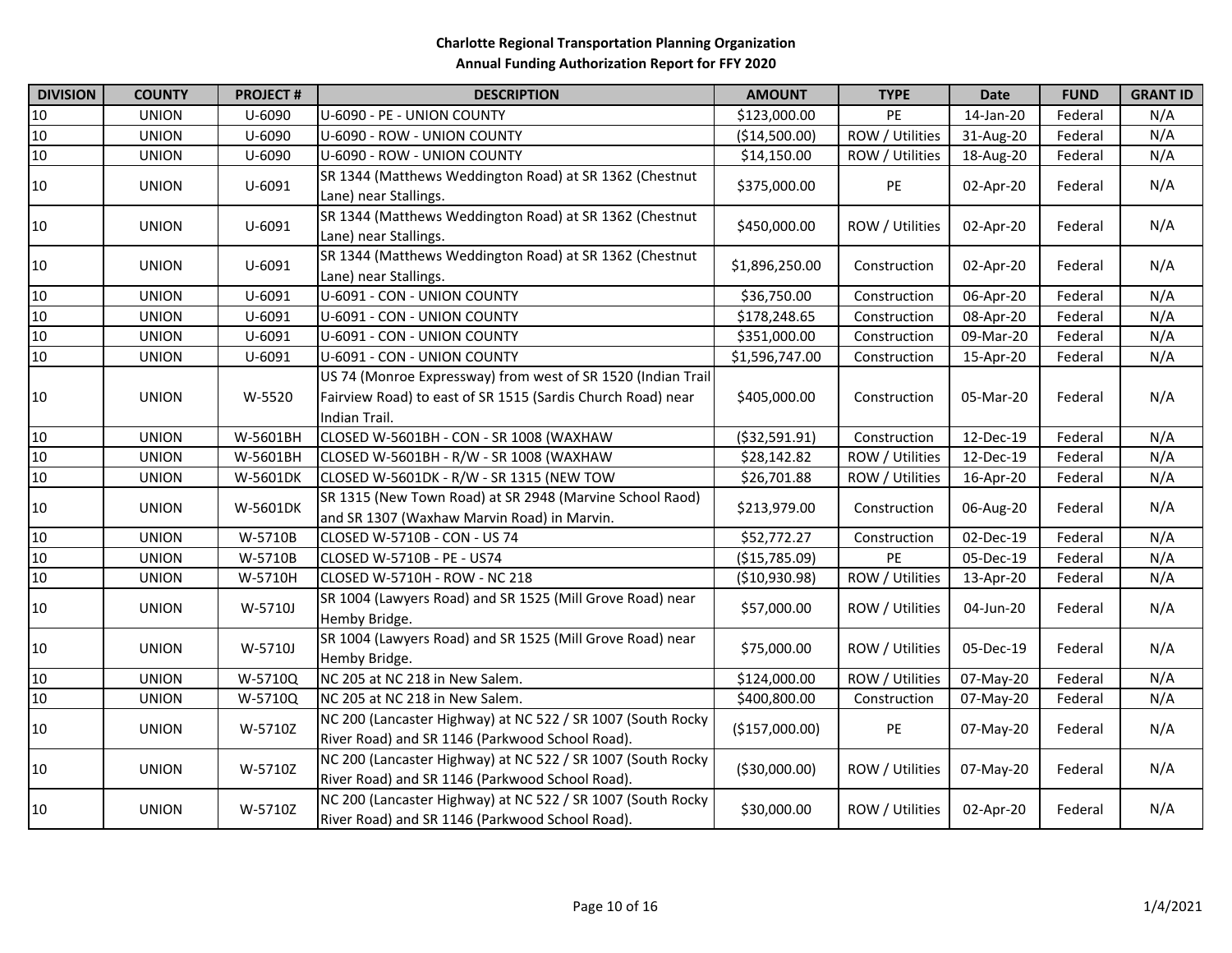**Charlotte Regional Transportation Planning Organization**
**Annual Funding Authorization Report for FFY 2020**

| DIVISION | COUNTY | PROJECT # | DESCRIPTION | AMOUNT | TYPE | Date | FUND | GRANT ID |
|---|---|---|---|---|---|---|---|---|
| 10 | UNION | U-6090 | U-6090 - PE - UNION COUNTY | $123,000.00 | PE | 14-Jan-20 | Federal | N/A |
| 10 | UNION | U-6090 | U-6090 - ROW - UNION COUNTY | ($14,500.00) | ROW / Utilities | 31-Aug-20 | Federal | N/A |
| 10 | UNION | U-6090 | U-6090 - ROW - UNION COUNTY | $14,150.00 | ROW / Utilities | 18-Aug-20 | Federal | N/A |
| 10 | UNION | U-6091 | SR 1344 (Matthews Weddington Road) at SR 1362 (Chestnut Lane) near Stallings. | $375,000.00 | PE | 02-Apr-20 | Federal | N/A |
| 10 | UNION | U-6091 | SR 1344 (Matthews Weddington Road) at SR 1362 (Chestnut Lane) near Stallings. | $450,000.00 | ROW / Utilities | 02-Apr-20 | Federal | N/A |
| 10 | UNION | U-6091 | SR 1344 (Matthews Weddington Road) at SR 1362 (Chestnut Lane) near Stallings. | $1,896,250.00 | Construction | 02-Apr-20 | Federal | N/A |
| 10 | UNION | U-6091 | U-6091 - CON - UNION COUNTY | $36,750.00 | Construction | 06-Apr-20 | Federal | N/A |
| 10 | UNION | U-6091 | U-6091 - CON - UNION COUNTY | $178,248.65 | Construction | 08-Apr-20 | Federal | N/A |
| 10 | UNION | U-6091 | U-6091 - CON - UNION COUNTY | $351,000.00 | Construction | 09-Mar-20 | Federal | N/A |
| 10 | UNION | U-6091 | U-6091 - CON - UNION COUNTY | $1,596,747.00 | Construction | 15-Apr-20 | Federal | N/A |
| 10 | UNION | W-5520 | US 74 (Monroe Expressway) from west of SR 1520 (Indian Trail Fairview Road) to east of SR 1515 (Sardis Church Road) near Indian Trail. | $405,000.00 | Construction | 05-Mar-20 | Federal | N/A |
| 10 | UNION | W-5601BH | CLOSED W-5601BH - CON - SR 1008 (WAXHAW | ($32,591.91) | Construction | 12-Dec-19 | Federal | N/A |
| 10 | UNION | W-5601BH | CLOSED W-5601BH - R/W - SR 1008 (WAXHAW | $28,142.82 | ROW / Utilities | 12-Dec-19 | Federal | N/A |
| 10 | UNION | W-5601DK | CLOSED W-5601DK - R/W - SR 1315 (NEW TOW | $26,701.88 | ROW / Utilities | 16-Apr-20 | Federal | N/A |
| 10 | UNION | W-5601DK | SR 1315 (New Town Road) at SR 2948 (Marvine School Raod) and SR 1307 (Waxhaw Marvin Road) in Marvin. | $213,979.00 | Construction | 06-Aug-20 | Federal | N/A |
| 10 | UNION | W-5710B | CLOSED W-5710B - CON - US 74 | $52,772.27 | Construction | 02-Dec-19 | Federal | N/A |
| 10 | UNION | W-5710B | CLOSED W-5710B - PE - US74 | ($15,785.09) | PE | 05-Dec-19 | Federal | N/A |
| 10 | UNION | W-5710H | CLOSED W-5710H - ROW - NC 218 | ($10,930.98) | ROW / Utilities | 13-Apr-20 | Federal | N/A |
| 10 | UNION | W-5710J | SR 1004 (Lawyers Road) and SR 1525 (Mill Grove Road) near Hemby Bridge. | $57,000.00 | ROW / Utilities | 04-Jun-20 | Federal | N/A |
| 10 | UNION | W-5710J | SR 1004 (Lawyers Road) and SR 1525 (Mill Grove Road) near Hemby Bridge. | $75,000.00 | ROW / Utilities | 05-Dec-19 | Federal | N/A |
| 10 | UNION | W-5710Q | NC 205 at NC 218 in New Salem. | $124,000.00 | ROW / Utilities | 07-May-20 | Federal | N/A |
| 10 | UNION | W-5710Q | NC 205 at NC 218 in New Salem. | $400,800.00 | Construction | 07-May-20 | Federal | N/A |
| 10 | UNION | W-5710Z | NC 200 (Lancaster Highway) at NC 522 / SR 1007 (South Rocky River Road) and SR 1146 (Parkwood School Road). | ($157,000.00) | PE | 07-May-20 | Federal | N/A |
| 10 | UNION | W-5710Z | NC 200 (Lancaster Highway) at NC 522 / SR 1007 (South Rocky River Road) and SR 1146 (Parkwood School Road). | ($30,000.00) | ROW / Utilities | 07-May-20 | Federal | N/A |
| 10 | UNION | W-5710Z | NC 200 (Lancaster Highway) at NC 522 / SR 1007 (South Rocky River Road) and SR 1146 (Parkwood School Road). | $30,000.00 | ROW / Utilities | 02-Apr-20 | Federal | N/A |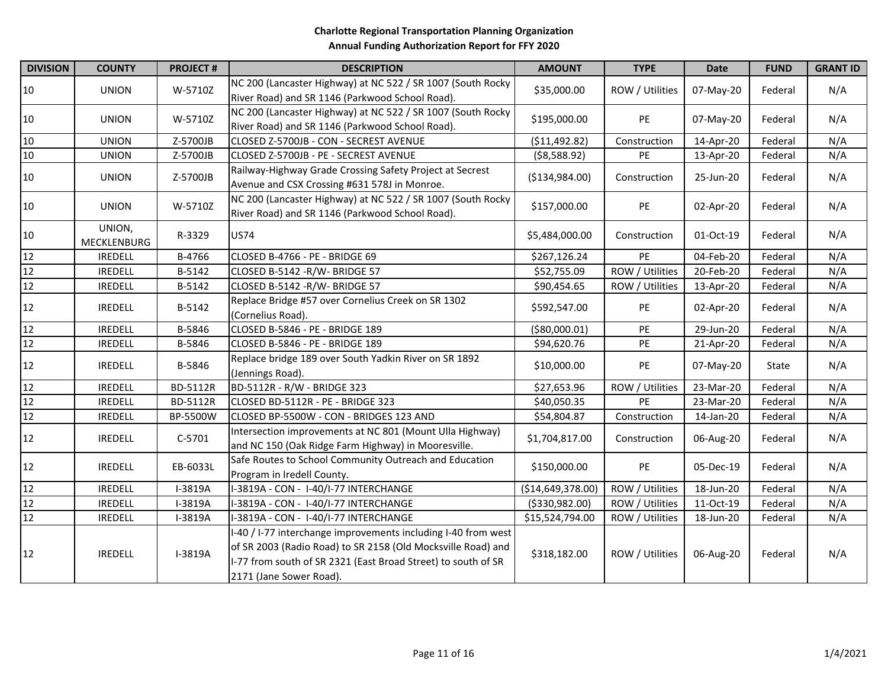**Charlotte Regional Transportation Planning Organization**

**Annual Funding Authorization Report for FFY 2020**

| DIVISION | COUNTY | PROJECT # | DESCRIPTION | AMOUNT | TYPE | Date | FUND | GRANT ID |
|---|---|---|---|---|---|---|---|---|
| 10 | UNION | W-5710Z | NC 200 (Lancaster Highway) at NC 522 / SR 1007 (South Rocky River Road) and SR 1146 (Parkwood School Road). | $35,000.00 | ROW / Utilities | 07-May-20 | Federal | N/A |
| 10 | UNION | W-5710Z | NC 200 (Lancaster Highway) at NC 522 / SR 1007 (South Rocky River Road) and SR 1146 (Parkwood School Road). | $195,000.00 | PE | 07-May-20 | Federal | N/A |
| 10 | UNION | Z-5700JB | CLOSED Z-5700JB - CON - SECREST AVENUE | ($11,492.82) | Construction | 14-Apr-20 | Federal | N/A |
| 10 | UNION | Z-5700JB | CLOSED Z-5700JB - PE - SECREST AVENUE | ($8,588.92) | PE | 13-Apr-20 | Federal | N/A |
| 10 | UNION | Z-5700JB | Railway-Highway Grade Crossing Safety Project at Secrest Avenue and CSX Crossing #631 578J in Monroe. | ($134,984.00) | Construction | 25-Jun-20 | Federal | N/A |
| 10 | UNION | W-5710Z | NC 200 (Lancaster Highway) at NC 522 / SR 1007 (South Rocky River Road) and SR 1146 (Parkwood School Road). | $157,000.00 | PE | 02-Apr-20 | Federal | N/A |
| 10 | UNION, MECKLENBURG | R-3329 | US74 | $5,484,000.00 | Construction | 01-Oct-19 | Federal | N/A |
| 12 | IREDELL | B-4766 | CLOSED B-4766 - PE - BRIDGE 69 | $267,126.24 | PE | 04-Feb-20 | Federal | N/A |
| 12 | IREDELL | B-5142 | CLOSED B-5142 -R/W- BRIDGE 57 | $52,755.09 | ROW / Utilities | 20-Feb-20 | Federal | N/A |
| 12 | IREDELL | B-5142 | CLOSED B-5142 -R/W- BRIDGE 57 | $90,454.65 | ROW / Utilities | 13-Apr-20 | Federal | N/A |
| 12 | IREDELL | B-5142 | Replace Bridge #57 over Cornelius Creek on SR 1302 (Cornelius Road). | $592,547.00 | PE | 02-Apr-20 | Federal | N/A |
| 12 | IREDELL | B-5846 | CLOSED B-5846 - PE - BRIDGE 189 | ($80,000.01) | PE | 29-Jun-20 | Federal | N/A |
| 12 | IREDELL | B-5846 | CLOSED B-5846 - PE - BRIDGE 189 | $94,620.76 | PE | 21-Apr-20 | Federal | N/A |
| 12 | IREDELL | B-5846 | Replace bridge 189 over South Yadkin River on SR 1892 (Jennings Road). | $10,000.00 | PE | 07-May-20 | State | N/A |
| 12 | IREDELL | BD-5112R | BD-5112R - R/W - BRIDGE 323 | $27,653.96 | ROW / Utilities | 23-Mar-20 | Federal | N/A |
| 12 | IREDELL | BD-5112R | CLOSED BD-5112R - PE - BRIDGE 323 | $40,050.35 | PE | 23-Mar-20 | Federal | N/A |
| 12 | IREDELL | BP-5500W | CLOSED BP-5500W - CON - BRIDGES 123 AND | $54,804.87 | Construction | 14-Jan-20 | Federal | N/A |
| 12 | IREDELL | C-5701 | Intersection improvements at NC 801 (Mount Ulla Highway) and NC 150 (Oak Ridge Farm Highway) in Mooresville. | $1,704,817.00 | Construction | 06-Aug-20 | Federal | N/A |
| 12 | IREDELL | EB-6033L | Safe Routes to School Community Outreach and Education Program in Iredell County. | $150,000.00 | PE | 05-Dec-19 | Federal | N/A |
| 12 | IREDELL | I-3819A | I-3819A - CON - I-40/I-77 INTERCHANGE | ($14,649,378.00) | ROW / Utilities | 18-Jun-20 | Federal | N/A |
| 12 | IREDELL | I-3819A | I-3819A - CON - I-40/I-77 INTERCHANGE | ($330,982.00) | ROW / Utilities | 11-Oct-19 | Federal | N/A |
| 12 | IREDELL | I-3819A | I-3819A - CON - I-40/I-77 INTERCHANGE | $15,524,794.00 | ROW / Utilities | 18-Jun-20 | Federal | N/A |
| 12 | IREDELL | I-3819A | I-40 / I-77 interchange improvements including I-40 from west of SR 2003 (Radio Road) to SR 2158 (Old Mocksville Road) and I-77 from south of SR 2321 (East Broad Street) to south of SR 2171 (Jane Sower Road). | $318,182.00 | ROW / Utilities | 06-Aug-20 | Federal | N/A |

1/4/2021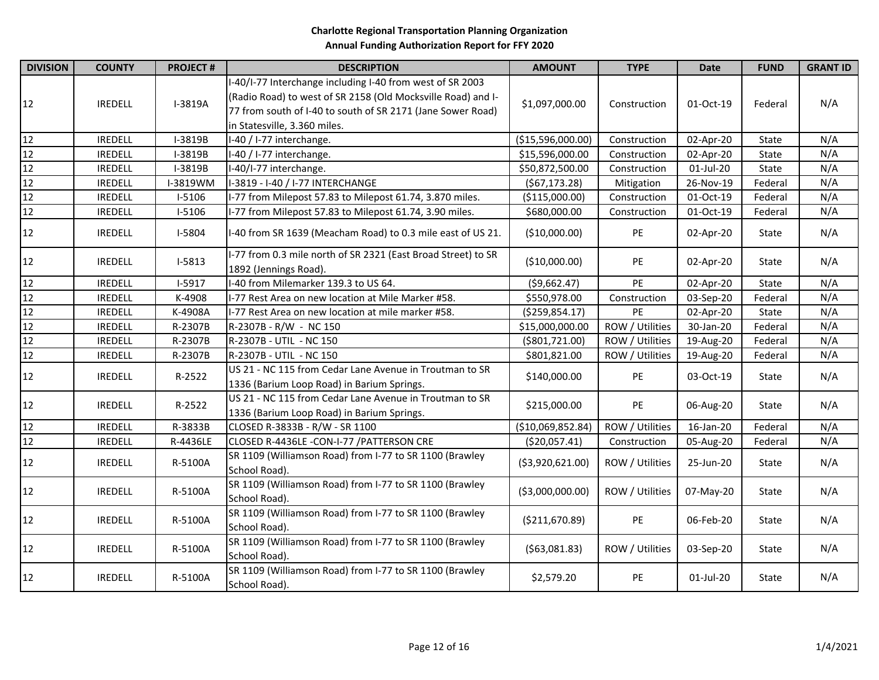**Charlotte Regional Transportation Planning Organization**
**Annual Funding Authorization Report for FFY 2020**

| DIVISION | COUNTY | PROJECT # | DESCRIPTION | AMOUNT | TYPE | Date | FUND | GRANT ID |
|---|---|---|---|---|---|---|---|---|
| 12 | IREDELL | I-3819A | I-40/I-77 Interchange including I-40 from west of SR 2003 (Radio Road) to west of SR 2158 (Old Mocksville Road) and I-77 from south of I-40 to south of SR 2171 (Jane Sower Road) in Statesville, 3.360 miles. | $1,097,000.00 | Construction | 01-Oct-19 | Federal | N/A |
| 12 | IREDELL | I-3819B | I-40 / I-77 interchange. | ($15,596,000.00) | Construction | 02-Apr-20 | State | N/A |
| 12 | IREDELL | I-3819B | I-40 / I-77 interchange. | $15,596,000.00 | Construction | 02-Apr-20 | State | N/A |
| 12 | IREDELL | I-3819B | I-40/I-77 interchange. | $50,872,500.00 | Construction | 01-Jul-20 | State | N/A |
| 12 | IREDELL | I-3819WM | I-3819 - I-40 / I-77 INTERCHANGE | ($67,173.28) | Mitigation | 26-Nov-19 | Federal | N/A |
| 12 | IREDELL | I-5106 | I-77 from Milepost 57.83 to Milepost 61.74, 3.870 miles. | ($115,000.00) | Construction | 01-Oct-19 | Federal | N/A |
| 12 | IREDELL | I-5106 | I-77 from Milepost 57.83 to Milepost 61.74, 3.90 miles. | $680,000.00 | Construction | 01-Oct-19 | Federal | N/A |
| 12 | IREDELL | I-5804 | I-40 from SR 1639 (Meacham Road) to 0.3 mile east of US 21. | ($10,000.00) | PE | 02-Apr-20 | State | N/A |
| 12 | IREDELL | I-5813 | I-77 from 0.3 mile north of SR 2321 (East Broad Street) to SR 1892 (Jennings Road). | ($10,000.00) | PE | 02-Apr-20 | State | N/A |
| 12 | IREDELL | I-5917 | I-40 from Milemarker 139.3 to US 64. | ($9,662.47) | PE | 02-Apr-20 | State | N/A |
| 12 | IREDELL | K-4908 | I-77 Rest Area on new location at Mile Marker #58. | $550,978.00 | Construction | 03-Sep-20 | Federal | N/A |
| 12 | IREDELL | K-4908A | I-77 Rest Area on new location at mile marker #58. | ($259,854.17) | PE | 02-Apr-20 | State | N/A |
| 12 | IREDELL | R-2307B | R-2307B - R/W - NC 150 | $15,000,000.00 | ROW / Utilities | 30-Jan-20 | Federal | N/A |
| 12 | IREDELL | R-2307B | R-2307B - UTIL - NC 150 | ($801,721.00) | ROW / Utilities | 19-Aug-20 | Federal | N/A |
| 12 | IREDELL | R-2307B | R-2307B - UTIL - NC 150 | $801,821.00 | ROW / Utilities | 19-Aug-20 | Federal | N/A |
| 12 | IREDELL | R-2522 | US 21 - NC 115 from Cedar Lane Avenue in Troutman to SR 1336 (Barium Loop Road) in Barium Springs. | $140,000.00 | PE | 03-Oct-19 | State | N/A |
| 12 | IREDELL | R-2522 | US 21 - NC 115 from Cedar Lane Avenue in Troutman to SR 1336 (Barium Loop Road) in Barium Springs. | $215,000.00 | PE | 06-Aug-20 | State | N/A |
| 12 | IREDELL | R-3833B | CLOSED R-3833B - R/W - SR 1100 | ($10,069,852.84) | ROW / Utilities | 16-Jan-20 | Federal | N/A |
| 12 | IREDELL | R-4436LE | CLOSED R-4436LE -CON-I-77 /PATTERSON CRE | ($20,057.41) | Construction | 05-Aug-20 | Federal | N/A |
| 12 | IREDELL | R-5100A | SR 1109 (Williamson Road) from I-77 to SR 1100 (Brawley School Road). | ($3,920,621.00) | ROW / Utilities | 25-Jun-20 | State | N/A |
| 12 | IREDELL | R-5100A | SR 1109 (Williamson Road) from I-77 to SR 1100 (Brawley School Road). | ($3,000,000.00) | ROW / Utilities | 07-May-20 | State | N/A |
| 12 | IREDELL | R-5100A | SR 1109 (Williamson Road) from I-77 to SR 1100 (Brawley School Road). | ($211,670.89) | PE | 06-Feb-20 | State | N/A |
| 12 | IREDELL | R-5100A | SR 1109 (Williamson Road) from I-77 to SR 1100 (Brawley School Road). | ($63,081.83) | ROW / Utilities | 03-Sep-20 | State | N/A |
| 12 | IREDELL | R-5100A | SR 1109 (Williamson Road) from I-77 to SR 1100 (Brawley School Road). | $2,579.20 | PE | 01-Jul-20 | State | N/A |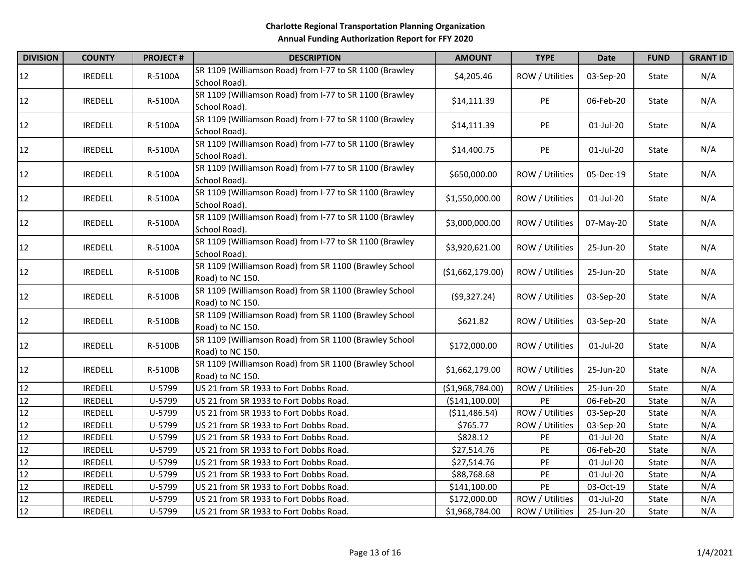**Charlotte Regional Transportation Planning Organization**
**Annual Funding Authorization Report for FFY 2020**

| DIVISION | COUNTY | PROJECT # | DESCRIPTION | AMOUNT | TYPE | Date | FUND | GRANT ID |
|---|---|---|---|---|---|---|---|---|
| 12 | IREDELL | R-5100A | SR 1109 (Williamson Road) from I-77 to SR 1100 (Brawley School Road). | $4,205.46 | ROW / Utilities | 03-Sep-20 | State | N/A |
| 12 | IREDELL | R-5100A | SR 1109 (Williamson Road) from I-77 to SR 1100 (Brawley School Road). | $14,111.39 | PE | 06-Feb-20 | State | N/A |
| 12 | IREDELL | R-5100A | SR 1109 (Williamson Road) from I-77 to SR 1100 (Brawley School Road). | $14,111.39 | PE | 01-Jul-20 | State | N/A |
| 12 | IREDELL | R-5100A | SR 1109 (Williamson Road) from I-77 to SR 1100 (Brawley School Road). | $14,400.75 | PE | 01-Jul-20 | State | N/A |
| 12 | IREDELL | R-5100A | SR 1109 (Williamson Road) from I-77 to SR 1100 (Brawley School Road). | $650,000.00 | ROW / Utilities | 05-Dec-19 | State | N/A |
| 12 | IREDELL | R-5100A | SR 1109 (Williamson Road) from I-77 to SR 1100 (Brawley School Road). | $1,550,000.00 | ROW / Utilities | 01-Jul-20 | State | N/A |
| 12 | IREDELL | R-5100A | SR 1109 (Williamson Road) from I-77 to SR 1100 (Brawley School Road). | $3,000,000.00 | ROW / Utilities | 07-May-20 | State | N/A |
| 12 | IREDELL | R-5100A | SR 1109 (Williamson Road) from I-77 to SR 1100 (Brawley School Road). | $3,920,621.00 | ROW / Utilities | 25-Jun-20 | State | N/A |
| 12 | IREDELL | R-5100B | SR 1109 (Williamson Road) from SR 1100 (Brawley School Road) to NC 150. | ($1,662,179.00) | ROW / Utilities | 25-Jun-20 | State | N/A |
| 12 | IREDELL | R-5100B | SR 1109 (Williamson Road) from SR 1100 (Brawley School Road) to NC 150. | ($9,327.24) | ROW / Utilities | 03-Sep-20 | State | N/A |
| 12 | IREDELL | R-5100B | SR 1109 (Williamson Road) from SR 1100 (Brawley School Road) to NC 150. | $621.82 | ROW / Utilities | 03-Sep-20 | State | N/A |
| 12 | IREDELL | R-5100B | SR 1109 (Williamson Road) from SR 1100 (Brawley School Road) to NC 150. | $172,000.00 | ROW / Utilities | 01-Jul-20 | State | N/A |
| 12 | IREDELL | R-5100B | SR 1109 (Williamson Road) from SR 1100 (Brawley School Road) to NC 150. | $1,662,179.00 | ROW / Utilities | 25-Jun-20 | State | N/A |
| 12 | IREDELL | U-5799 | US 21 from SR 1933 to Fort Dobbs Road. | ($1,968,784.00) | ROW / Utilities | 25-Jun-20 | State | N/A |
| 12 | IREDELL | U-5799 | US 21 from SR 1933 to Fort Dobbs Road. | ($141,100.00) | PE | 06-Feb-20 | State | N/A |
| 12 | IREDELL | U-5799 | US 21 from SR 1933 to Fort Dobbs Road. | ($11,486.54) | ROW / Utilities | 03-Sep-20 | State | N/A |
| 12 | IREDELL | U-5799 | US 21 from SR 1933 to Fort Dobbs Road. | $765.77 | ROW / Utilities | 03-Sep-20 | State | N/A |
| 12 | IREDELL | U-5799 | US 21 from SR 1933 to Fort Dobbs Road. | $828.12 | PE | 01-Jul-20 | State | N/A |
| 12 | IREDELL | U-5799 | US 21 from SR 1933 to Fort Dobbs Road. | $27,514.76 | PE | 06-Feb-20 | State | N/A |
| 12 | IREDELL | U-5799 | US 21 from SR 1933 to Fort Dobbs Road. | $27,514.76 | PE | 01-Jul-20 | State | N/A |
| 12 | IREDELL | U-5799 | US 21 from SR 1933 to Fort Dobbs Road. | $88,768.68 | PE | 01-Jul-20 | State | N/A |
| 12 | IREDELL | U-5799 | US 21 from SR 1933 to Fort Dobbs Road. | $141,100.00 | PE | 03-Oct-19 | State | N/A |
| 12 | IREDELL | U-5799 | US 21 from SR 1933 to Fort Dobbs Road. | $172,000.00 | ROW / Utilities | 01-Jul-20 | State | N/A |
| 12 | IREDELL | U-5799 | US 21 from SR 1933 to Fort Dobbs Road. | $1,968,784.00 | ROW / Utilities | 25-Jun-20 | State | N/A |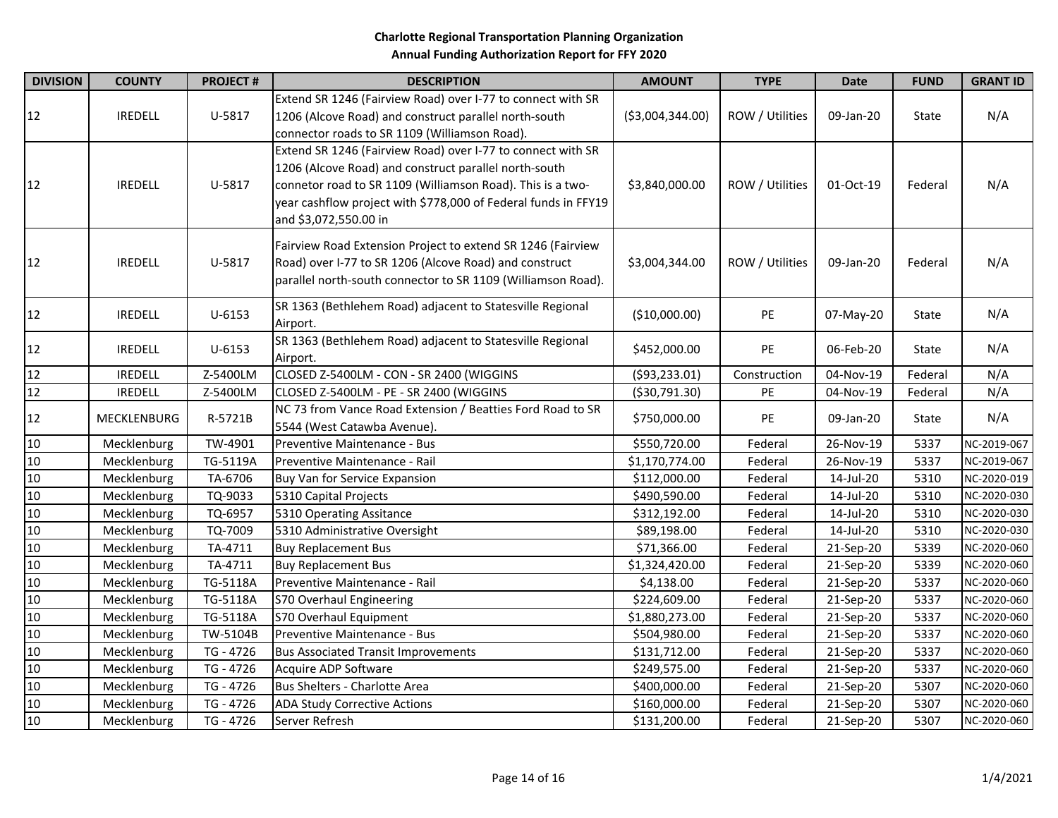**Charlotte Regional Transportation Planning Organization**
**Annual Funding Authorization Report for FFY 2020**

| DIVISION | COUNTY | PROJECT # | DESCRIPTION | AMOUNT | TYPE | Date | FUND | GRANT ID |
|---|---|---|---|---|---|---|---|---|
| 12 | IREDELL | U-5817 | Extend SR 1246 (Fairview Road) over I-77 to connect with SR 1206 (Alcove Road) and construct parallel north-south connector roads to SR 1109 (Williamson Road). | ($3,004,344.00) | ROW / Utilities | 09-Jan-20 | State | N/A |
| 12 | IREDELL | U-5817 | Extend SR 1246 (Fairview Road) over I-77 to connect with SR 1206 (Alcove Road) and construct parallel north-south connetor road to SR 1109 (Williamson Road). This is a two-year cashflow project with $778,000 of Federal funds in FFY19 and $3,072,550.00 in | $3,840,000.00 | ROW / Utilities | 01-Oct-19 | Federal | N/A |
| 12 | IREDELL | U-5817 | Fairview Road Extension Project to extend SR 1246 (Fairview Road) over I-77 to SR 1206 (Alcove Road) and construct parallel north-south connector to SR 1109 (Williamson Road). | $3,004,344.00 | ROW / Utilities | 09-Jan-20 | Federal | N/A |
| 12 | IREDELL | U-6153 | SR 1363 (Bethlehem Road) adjacent to Statesville Regional Airport. | ($10,000.00) | PE | 07-May-20 | State | N/A |
| 12 | IREDELL | U-6153 | SR 1363 (Bethlehem Road) adjacent to Statesville Regional Airport. | $452,000.00 | PE | 06-Feb-20 | State | N/A |
| 12 | IREDELL | Z-5400LM | CLOSED Z-5400LM - CON - SR 2400 (WIGGINS | ($93,233.01) | Construction | 04-Nov-19 | Federal | N/A |
| 12 | IREDELL | Z-5400LM | CLOSED Z-5400LM - PE - SR 2400 (WIGGINS | ($30,791.30) | PE | 04-Nov-19 | Federal | N/A |
| 12 | MECKLENBURG | R-5721B | NC 73 from Vance Road Extension / Beatties Ford Road to SR 5544 (West Catawba Avenue). | $750,000.00 | PE | 09-Jan-20 | State | N/A |
| 10 | Mecklenburg | TW-4901 | Preventive Maintenance - Bus | $550,720.00 | Federal | 26-Nov-19 | 5337 | NC-2019-067 |
| 10 | Mecklenburg | TG-5119A | Preventive Maintenance - Rail | $1,170,774.00 | Federal | 26-Nov-19 | 5337 | NC-2019-067 |
| 10 | Mecklenburg | TA-6706 | Buy Van for Service Expansion | $112,000.00 | Federal | 14-Jul-20 | 5310 | NC-2020-019 |
| 10 | Mecklenburg | TQ-9033 | 5310 Capital Projects | $490,590.00 | Federal | 14-Jul-20 | 5310 | NC-2020-030 |
| 10 | Mecklenburg | TQ-6957 | 5310 Operating Assitance | $312,192.00 | Federal | 14-Jul-20 | 5310 | NC-2020-030 |
| 10 | Mecklenburg | TQ-7009 | 5310 Administrative Oversight | $89,198.00 | Federal | 14-Jul-20 | 5310 | NC-2020-030 |
| 10 | Mecklenburg | TA-4711 | Buy Replacement Bus | $71,366.00 | Federal | 21-Sep-20 | 5339 | NC-2020-060 |
| 10 | Mecklenburg | TA-4711 | Buy Replacement Bus | $1,324,420.00 | Federal | 21-Sep-20 | 5339 | NC-2020-060 |
| 10 | Mecklenburg | TG-5118A | Preventive Maintenance - Rail | $4,138.00 | Federal | 21-Sep-20 | 5337 | NC-2020-060 |
| 10 | Mecklenburg | TG-5118A | S70 Overhaul Engineering | $224,609.00 | Federal | 21-Sep-20 | 5337 | NC-2020-060 |
| 10 | Mecklenburg | TG-5118A | S70 Overhaul Equipment | $1,880,273.00 | Federal | 21-Sep-20 | 5337 | NC-2020-060 |
| 10 | Mecklenburg | TW-5104B | Preventive Maintenance - Bus | $504,980.00 | Federal | 21-Sep-20 | 5337 | NC-2020-060 |
| 10 | Mecklenburg | TG - 4726 | Bus Associated Transit Improvements | $131,712.00 | Federal | 21-Sep-20 | 5337 | NC-2020-060 |
| 10 | Mecklenburg | TG - 4726 | Acquire ADP Software | $249,575.00 | Federal | 21-Sep-20 | 5337 | NC-2020-060 |
| 10 | Mecklenburg | TG - 4726 | Bus Shelters - Charlotte Area | $400,000.00 | Federal | 21-Sep-20 | 5307 | NC-2020-060 |
| 10 | Mecklenburg | TG - 4726 | ADA Study Corrective Actions | $160,000.00 | Federal | 21-Sep-20 | 5307 | NC-2020-060 |
| 10 | Mecklenburg | TG - 4726 | Server Refresh | $131,200.00 | Federal | 21-Sep-20 | 5307 | NC-2020-060 |

1/4/2021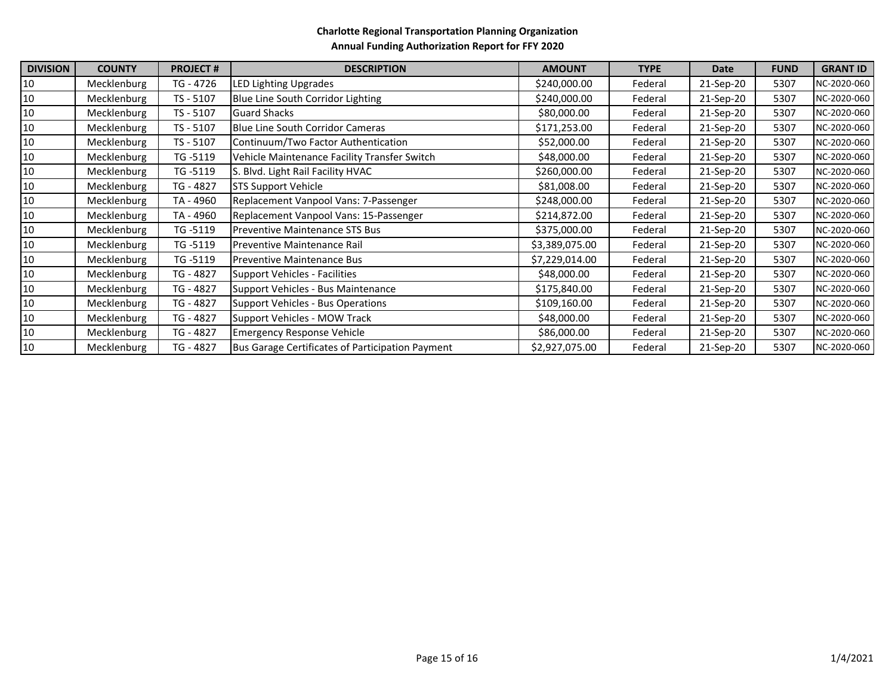**Charlotte Regional Transportation Planning Organization**

**Annual Funding Authorization Report for FFY 2020**

| DIVISION | COUNTY | PROJECT # | DESCRIPTION | AMOUNT | TYPE | Date | FUND | GRANT ID |
|---|---|---|---|---|---|---|---|---|
| 10 | Mecklenburg | TG - 4726 | LED Lighting Upgrades | $240,000.00 | Federal | 21-Sep-20 | 5307 | NC-2020-060 |
| 10 | Mecklenburg | TS - 5107 | Blue Line South Corridor Lighting | $240,000.00 | Federal | 21-Sep-20 | 5307 | NC-2020-060 |
| 10 | Mecklenburg | TS - 5107 | Guard Shacks | $80,000.00 | Federal | 21-Sep-20 | 5307 | NC-2020-060 |
| 10 | Mecklenburg | TS - 5107 | Blue Line South Corridor Cameras | $171,253.00 | Federal | 21-Sep-20 | 5307 | NC-2020-060 |
| 10 | Mecklenburg | TS - 5107 | Continuum/Two Factor Authentication | $52,000.00 | Federal | 21-Sep-20 | 5307 | NC-2020-060 |
| 10 | Mecklenburg | TG -5119 | Vehicle Maintenance Facility Transfer Switch | $48,000.00 | Federal | 21-Sep-20 | 5307 | NC-2020-060 |
| 10 | Mecklenburg | TG -5119 | S. Blvd. Light Rail Facility HVAC | $260,000.00 | Federal | 21-Sep-20 | 5307 | NC-2020-060 |
| 10 | Mecklenburg | TG - 4827 | STS Support Vehicle | $81,008.00 | Federal | 21-Sep-20 | 5307 | NC-2020-060 |
| 10 | Mecklenburg | TA - 4960 | Replacement Vanpool Vans: 7-Passenger | $248,000.00 | Federal | 21-Sep-20 | 5307 | NC-2020-060 |
| 10 | Mecklenburg | TA - 4960 | Replacement Vanpool Vans: 15-Passenger | $214,872.00 | Federal | 21-Sep-20 | 5307 | NC-2020-060 |
| 10 | Mecklenburg | TG -5119 | Preventive Maintenance STS Bus | $375,000.00 | Federal | 21-Sep-20 | 5307 | NC-2020-060 |
| 10 | Mecklenburg | TG -5119 | Preventive Maintenance Rail | $3,389,075.00 | Federal | 21-Sep-20 | 5307 | NC-2020-060 |
| 10 | Mecklenburg | TG -5119 | Preventive Maintenance Bus | $7,229,014.00 | Federal | 21-Sep-20 | 5307 | NC-2020-060 |
| 10 | Mecklenburg | TG - 4827 | Support Vehicles - Facilities | $48,000.00 | Federal | 21-Sep-20 | 5307 | NC-2020-060 |
| 10 | Mecklenburg | TG - 4827 | Support Vehicles - Bus Maintenance | $175,840.00 | Federal | 21-Sep-20 | 5307 | NC-2020-060 |
| 10 | Mecklenburg | TG - 4827 | Support Vehicles - Bus Operations | $109,160.00 | Federal | 21-Sep-20 | 5307 | NC-2020-060 |
| 10 | Mecklenburg | TG - 4827 | Support Vehicles - MOW Track | $48,000.00 | Federal | 21-Sep-20 | 5307 | NC-2020-060 |
| 10 | Mecklenburg | TG - 4827 | Emergency Response Vehicle | $86,000.00 | Federal | 21-Sep-20 | 5307 | NC-2020-060 |
| 10 | Mecklenburg | TG - 4827 | Bus Garage Certificates of Participation Payment | $2,927,075.00 | Federal | 21-Sep-20 | 5307 | NC-2020-060 |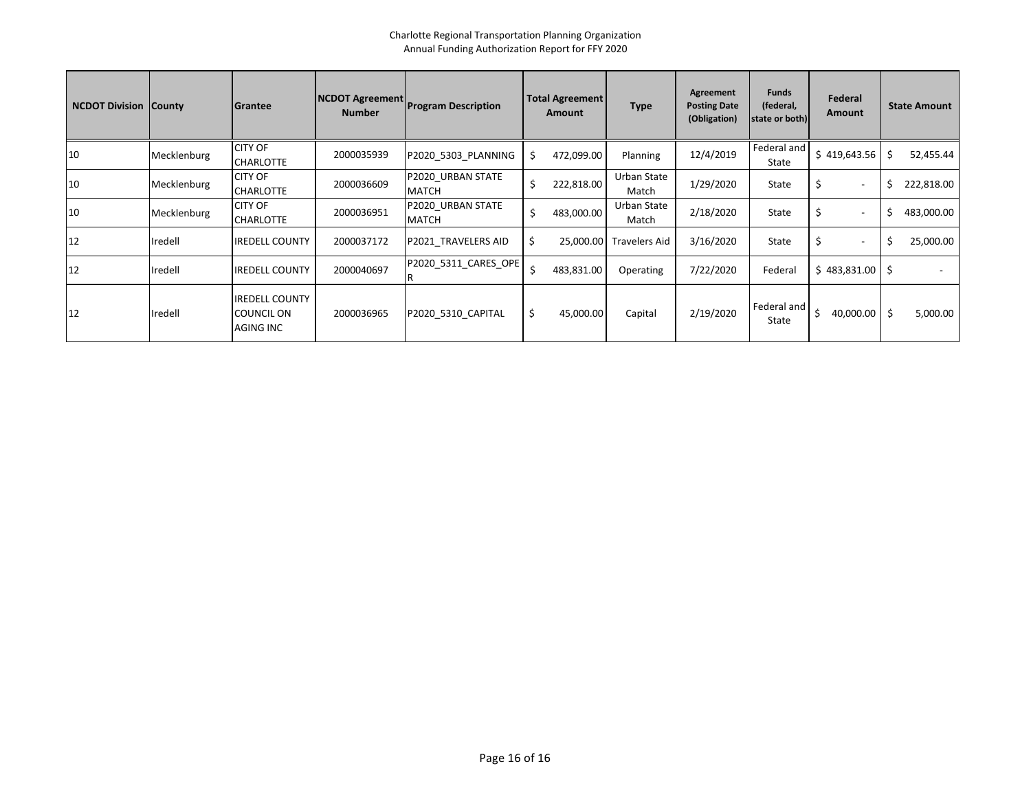Charlotte Regional Transportation Planning Organization
Annual Funding Authorization Report for FFY 2020

| NCDOT Division | County | Grantee | NCDOT Agreement Number | Program Description | Total Agreement Amount | Type | Agreement Posting Date (Obligation) | Funds (federal, state or both) | Federal Amount | State Amount |
|---|---|---|---|---|---|---|---|---|---|---|
| 10 | Mecklenburg | CITY OF CHARLOTTE | 2000035939 | P2020_5303_PLANNING | $ 472,099.00 | Planning | 12/4/2019 | Federal and State | $ 419,643.56 | $ 52,455.44 |
| 10 | Mecklenburg | CITY OF CHARLOTTE | 2000036609 | P2020_URBAN STATE MATCH | $ 222,818.00 | Urban State Match | 1/29/2020 | State | $ - | $ 222,818.00 |
| 10 | Mecklenburg | CITY OF CHARLOTTE | 2000036951 | P2020_URBAN STATE MATCH | $ 483,000.00 | Urban State Match | 2/18/2020 | State | $ - | $ 483,000.00 |
| 12 | Iredell | IREDELL COUNTY | 2000037172 | P2021_TRAVELERS AID | $ 25,000.00 | Travelers Aid | 3/16/2020 | State | $ - | $ 25,000.00 |
| 12 | Iredell | IREDELL COUNTY | 2000040697 | P2020_5311_CARES_OPER | $ 483,831.00 | Operating | 7/22/2020 | Federal | $ 483,831.00 | $ - |
| 12 | Iredell | IREDELL COUNTY COUNCIL ON AGING INC | 2000036965 | P2020_5310_CAPITAL | $ 45,000.00 | Capital | 2/19/2020 | Federal and State | $ 40,000.00 | $ 5,000.00 |